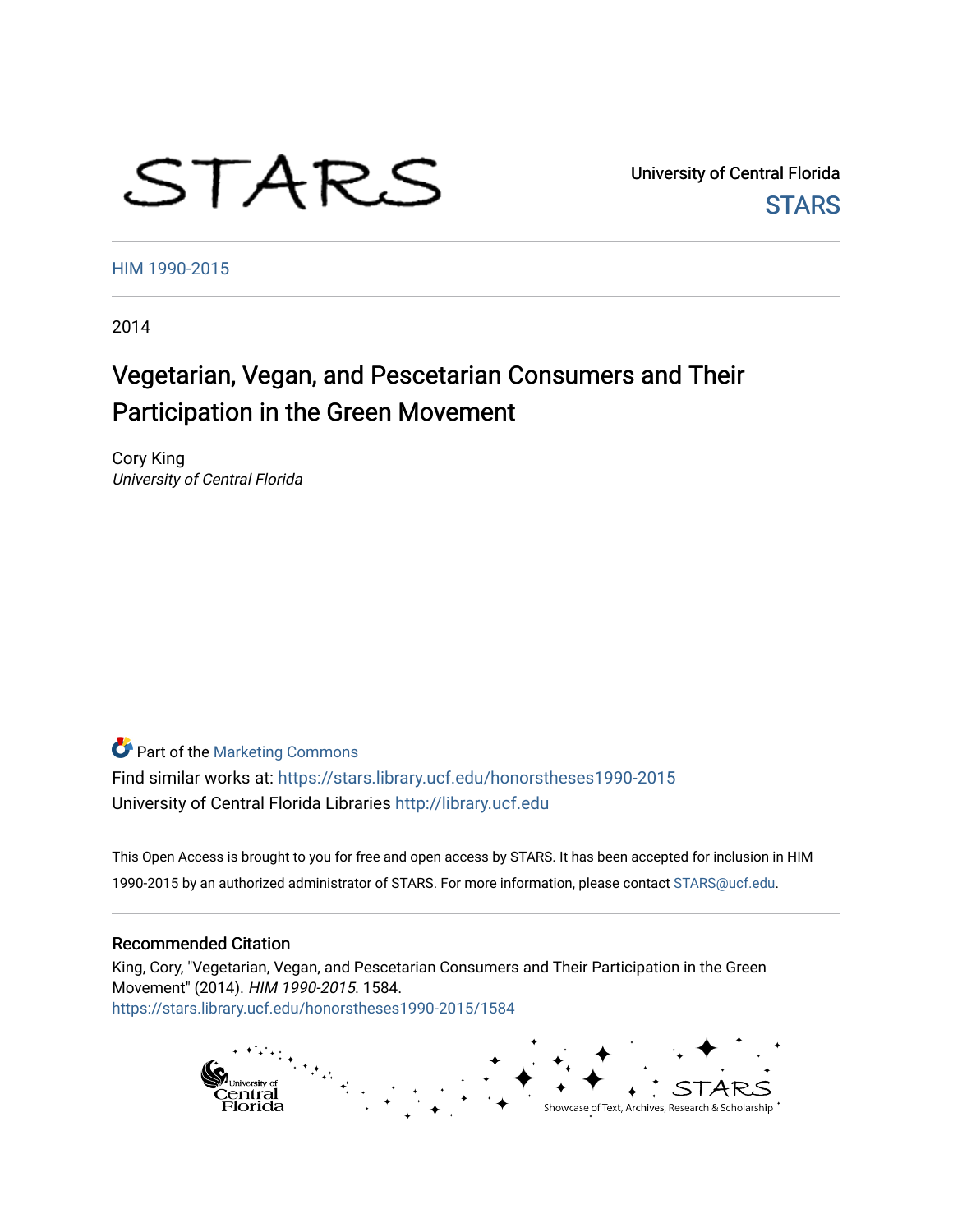STARS

University of Central Florida

STARS

HIM 1990-2015

2014

# Vegetarian, Vegan, and Pescetarian Consumers and Their Participation in the Green Movement

Cory King
*University of Central Florida*

Part of the Marketing Commons

Find similar works at: https://stars.library.ucf.edu/honorstheses1990-2015
University of Central Florida Libraries http://library.ucf.edu

This Open Access is brought to you for free and open access by STARS. It has been accepted for inclusion in HIM 1990-2015 by an authorized administrator of STARS. For more information, please contact STARS@ucf.edu.

## Recommended Citation

King, Cory, "Vegetarian, Vegan, and Pescetarian Consumers and Their Participation in the Green Movement" (2014). *HIM 1990-2015*. 1584.
https://stars.library.ucf.edu/honorstheses1990-2015/1584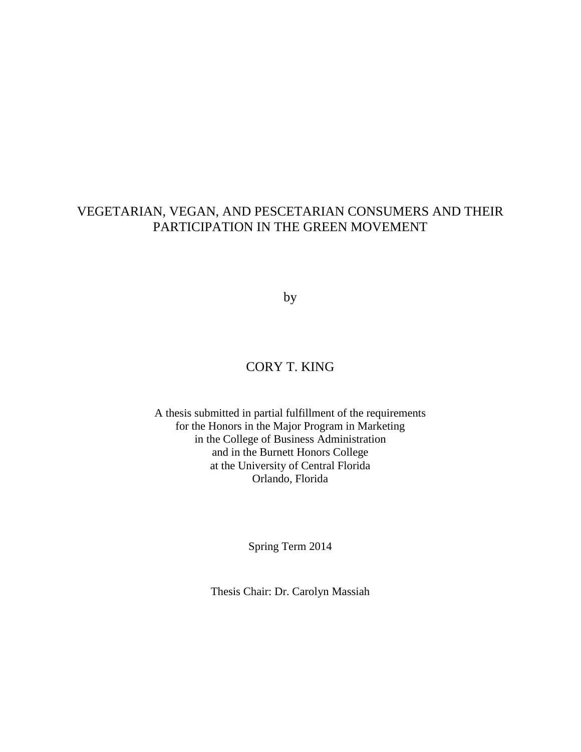# VEGETARIAN, VEGAN, AND PESCETARIAN CONSUMERS AND THEIR PARTICIPATION IN THE GREEN MOVEMENT

by

CORY T. KING

A thesis submitted in partial fulfillment of the requirements
for the Honors in the Major Program in Marketing
in the College of Business Administration
and in the Burnett Honors College
at the University of Central Florida
Orlando, Florida

Spring Term 2014

Thesis Chair: Dr. Carolyn Massiah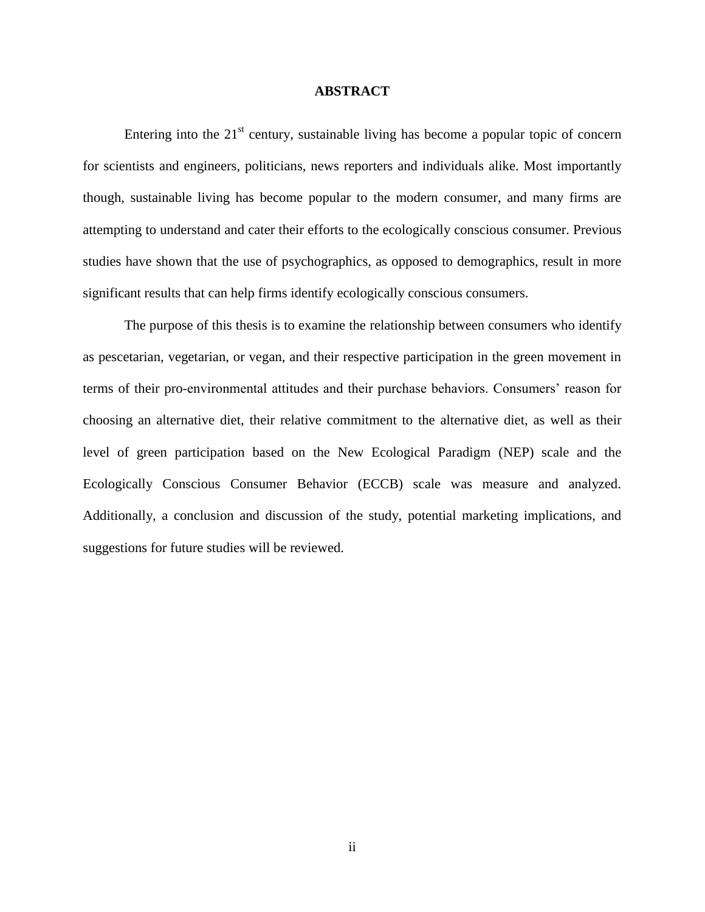# ABSTRACT

Entering into the 21$^{st}$ century, sustainable living has become a popular topic of concern for scientists and engineers, politicians, news reporters and individuals alike. Most importantly though, sustainable living has become popular to the modern consumer, and many firms are attempting to understand and cater their efforts to the ecologically conscious consumer. Previous studies have shown that the use of psychographics, as opposed to demographics, result in more significant results that can help firms identify ecologically conscious consumers.

The purpose of this thesis is to examine the relationship between consumers who identify as pescetarian, vegetarian, or vegan, and their respective participation in the green movement in terms of their pro-environmental attitudes and their purchase behaviors. Consumers' reason for choosing an alternative diet, their relative commitment to the alternative diet, as well as their level of green participation based on the New Ecological Paradigm (NEP) scale and the Ecologically Conscious Consumer Behavior (ECCB) scale was measure and analyzed. Additionally, a conclusion and discussion of the study, potential marketing implications, and suggestions for future studies will be reviewed.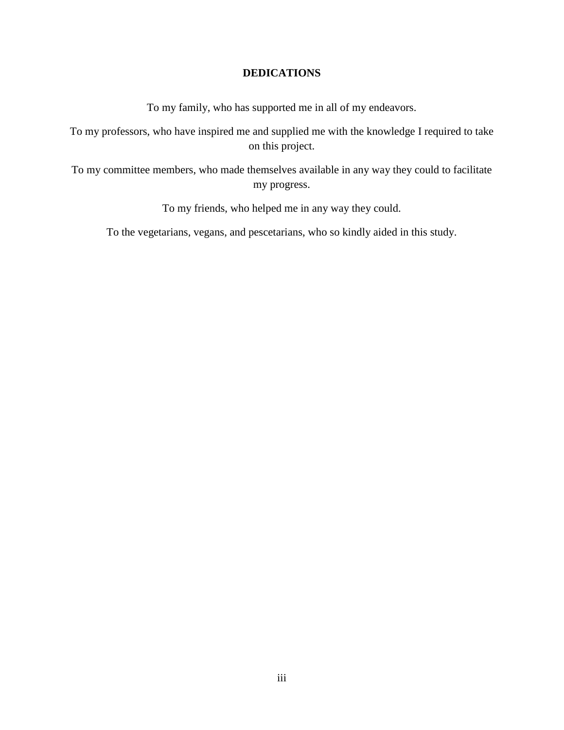# DEDICATIONS

To my family, who has supported me in all of my endeavors.

To my professors, who have inspired me and supplied me with the knowledge I required to take on this project.

To my committee members, who made themselves available in any way they could to facilitate my progress.

To my friends, who helped me in any way they could.

To the vegetarians, vegans, and pescetarians, who so kindly aided in this study.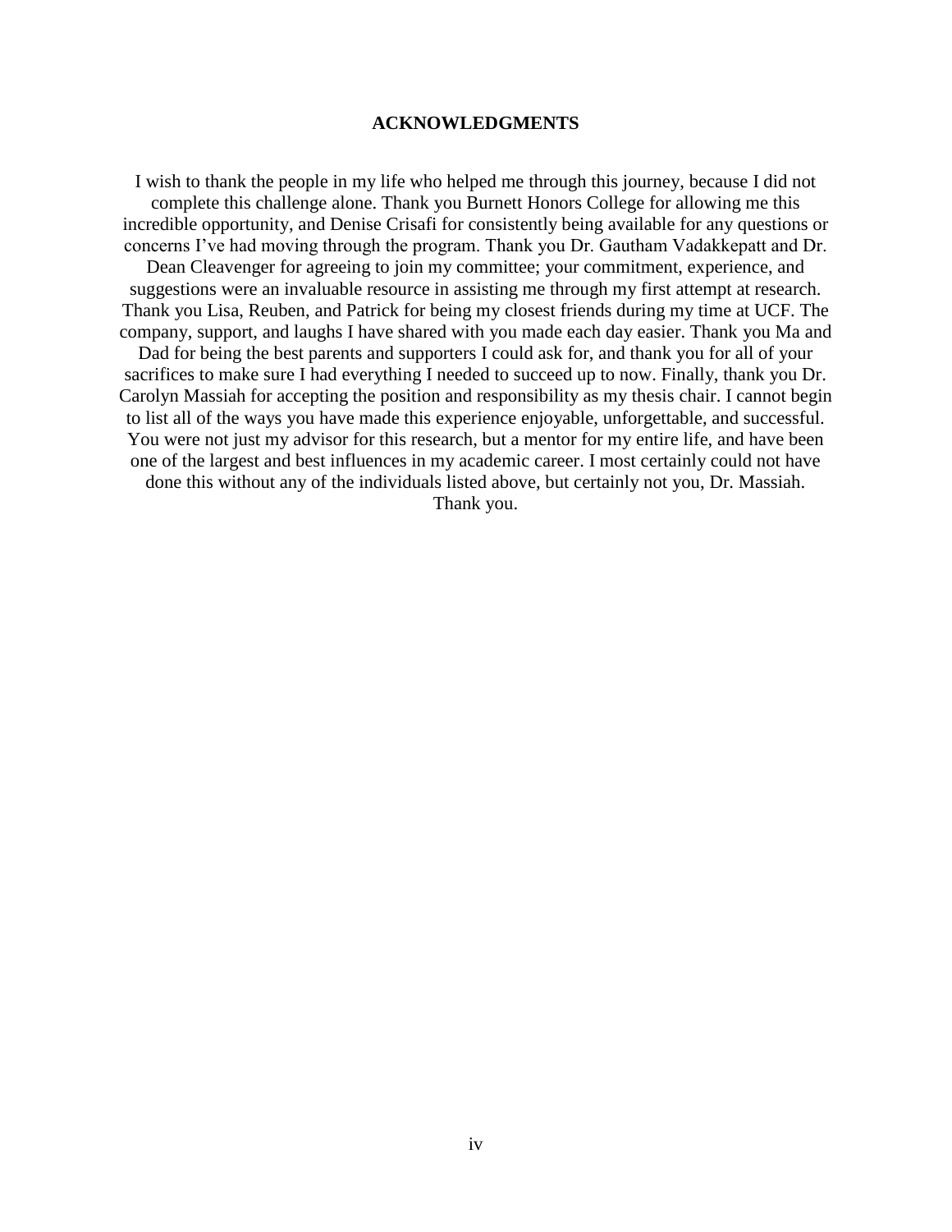## ACKNOWLEDGMENTS

I wish to thank the people in my life who helped me through this journey, because I did not complete this challenge alone. Thank you Burnett Honors College for allowing me this incredible opportunity, and Denise Crisafi for consistently being available for any questions or concerns I've had moving through the program. Thank you Dr. Gautham Vadakkepatt and Dr. Dean Cleavenger for agreeing to join my committee; your commitment, experience, and suggestions were an invaluable resource in assisting me through my first attempt at research. Thank you Lisa, Reuben, and Patrick for being my closest friends during my time at UCF. The company, support, and laughs I have shared with you made each day easier. Thank you Ma and Dad for being the best parents and supporters I could ask for, and thank you for all of your sacrifices to make sure I had everything I needed to succeed up to now. Finally, thank you Dr. Carolyn Massiah for accepting the position and responsibility as my thesis chair. I cannot begin to list all of the ways you have made this experience enjoyable, unforgettable, and successful. You were not just my advisor for this research, but a mentor for my entire life, and have been one of the largest and best influences in my academic career. I most certainly could not have done this without any of the individuals listed above, but certainly not you, Dr. Massiah. Thank you.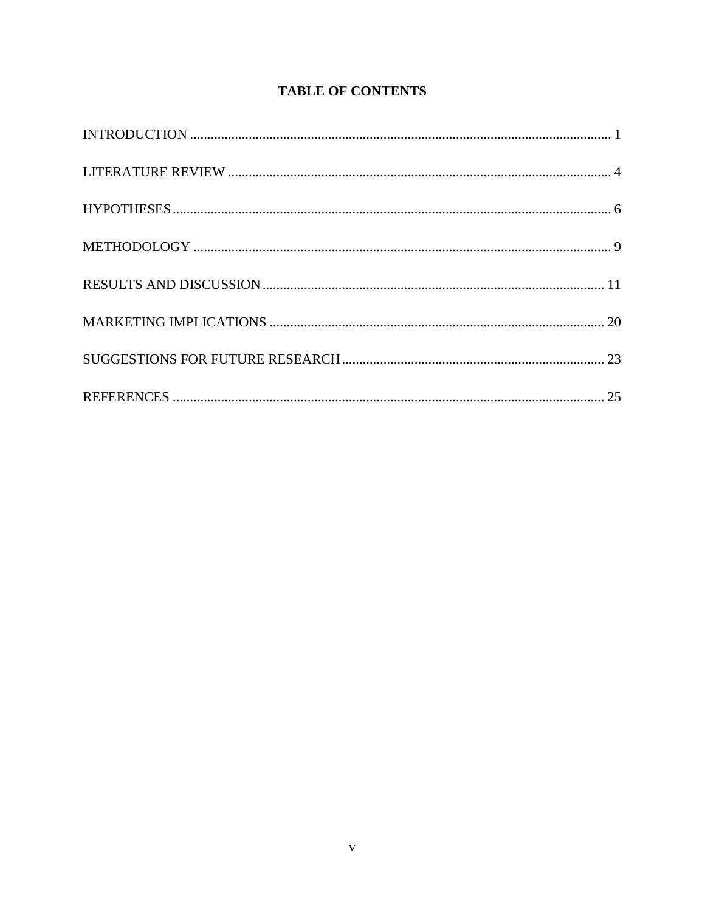# TABLE OF CONTENTS

INTRODUCTION ........................................................................................................................ 1

LITERATURE REVIEW ............................................................................................................. 4

HYPOTHESES............................................................................................................................. 6

METHODOLOGY ....................................................................................................................... 9

RESULTS AND DISCUSSION................................................................................................. 11

MARKETING IMPLICATIONS ............................................................................................... 20

SUGGESTIONS FOR FUTURE RESEARCH.......................................................................... 23

REFERENCES ........................................................................................................................... 25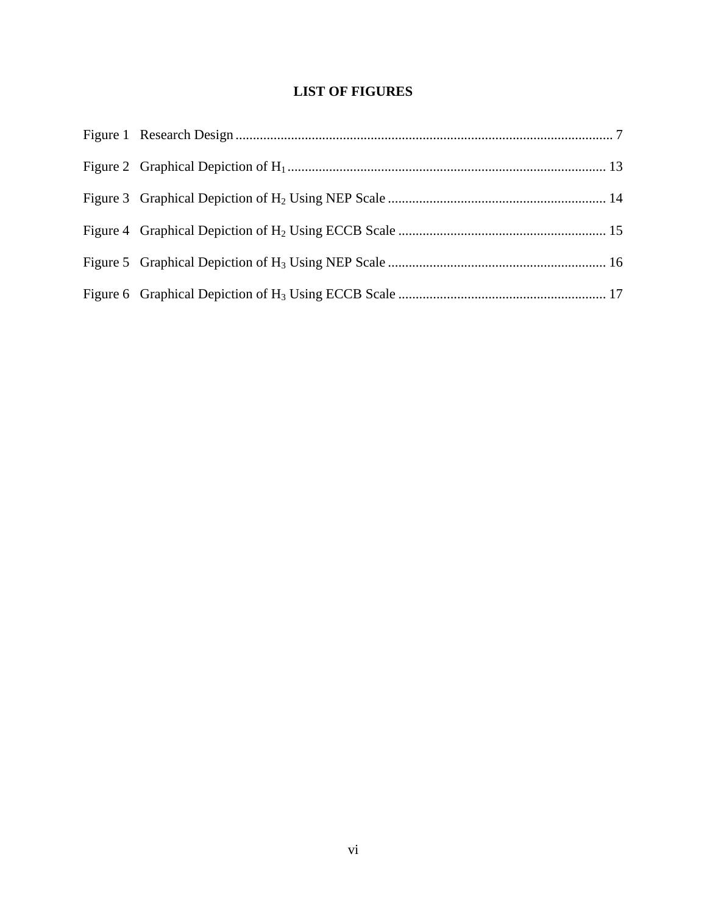# LIST OF FIGURES

Figure 1 Research Design ............................................................ 7

Figure 2 Graphical Depiction of $H_1$ ............................................................ 13

Figure 3 Graphical Depiction of $H_2$ Using NEP Scale ............................................................ 14

Figure 4 Graphical Depiction of $H_2$ Using ECCB Scale ............................................................ 15

Figure 5 Graphical Depiction of $H_3$ Using NEP Scale ............................................................ 16

Figure 6 Graphical Depiction of $H_3$ Using ECCB Scale ............................................................ 17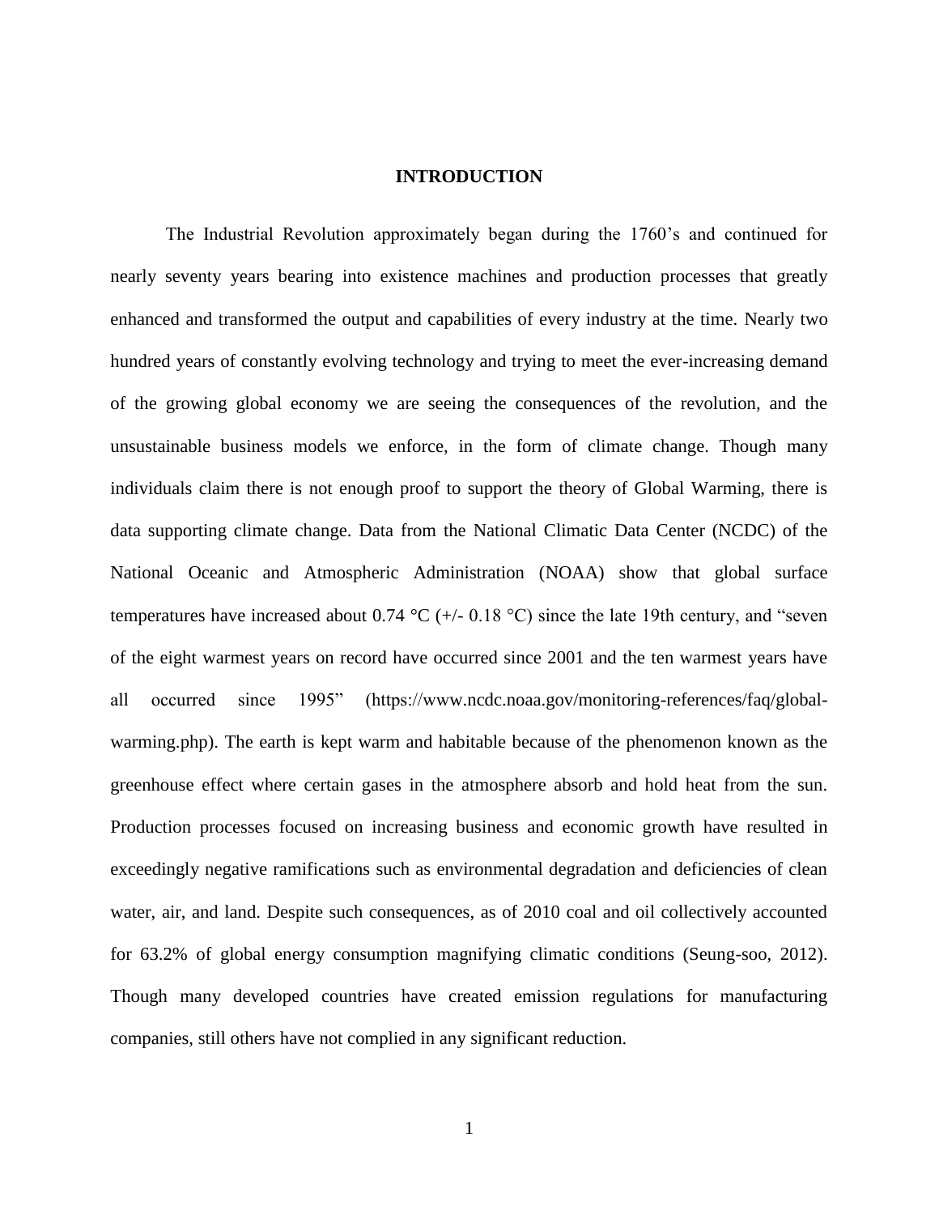# INTRODUCTION

The Industrial Revolution approximately began during the 1760's and continued for nearly seventy years bearing into existence machines and production processes that greatly enhanced and transformed the output and capabilities of every industry at the time. Nearly two hundred years of constantly evolving technology and trying to meet the ever-increasing demand of the growing global economy we are seeing the consequences of the revolution, and the unsustainable business models we enforce, in the form of climate change. Though many individuals claim there is not enough proof to support the theory of Global Warming, there is data supporting climate change. Data from the National Climatic Data Center (NCDC) of the National Oceanic and Atmospheric Administration (NOAA) show that global surface temperatures have increased about 0.74 °C (+/- 0.18 °C) since the late 19th century, and "seven of the eight warmest years on record have occurred since 2001 and the ten warmest years have all occurred since 1995" (https://www.ncdc.noaa.gov/monitoring-references/faq/global-warming.php). The earth is kept warm and habitable because of the phenomenon known as the greenhouse effect where certain gases in the atmosphere absorb and hold heat from the sun. Production processes focused on increasing business and economic growth have resulted in exceedingly negative ramifications such as environmental degradation and deficiencies of clean water, air, and land. Despite such consequences, as of 2010 coal and oil collectively accounted for 63.2% of global energy consumption magnifying climatic conditions (Seung-soo, 2012). Though many developed countries have created emission regulations for manufacturing companies, still others have not complied in any significant reduction.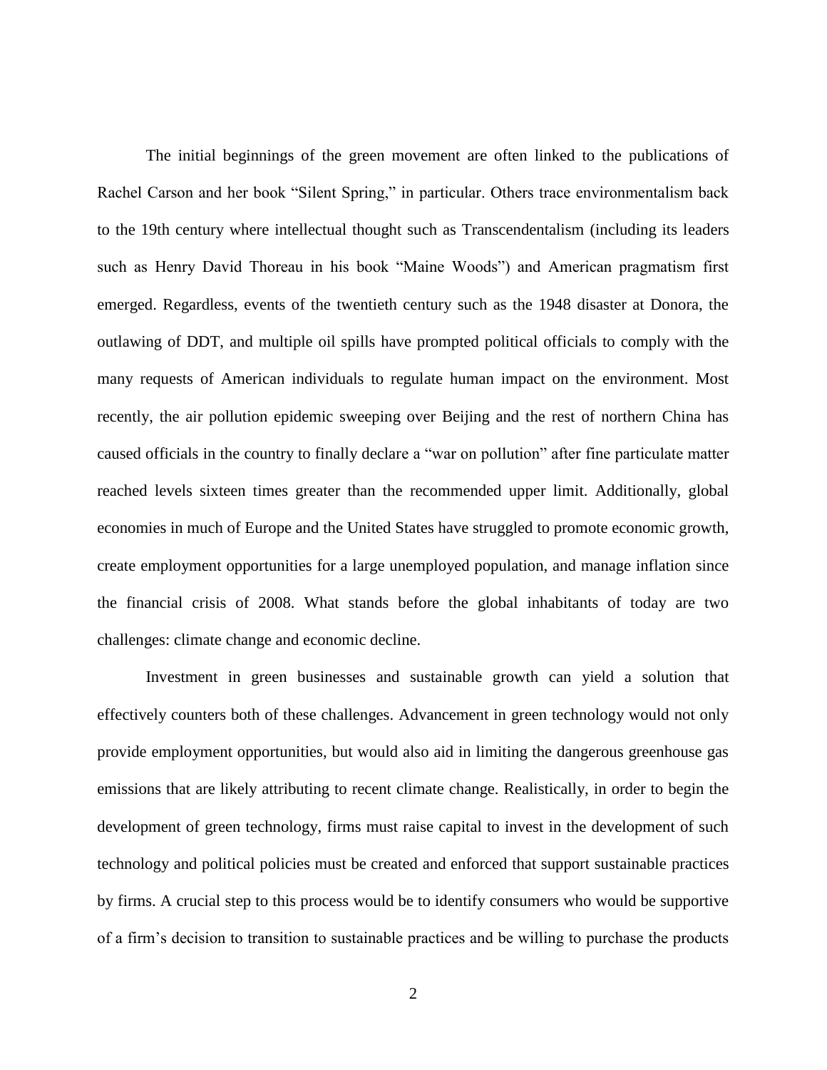The initial beginnings of the green movement are often linked to the publications of Rachel Carson and her book "Silent Spring," in particular. Others trace environmentalism back to the 19th century where intellectual thought such as Transcendentalism (including its leaders such as Henry David Thoreau in his book "Maine Woods") and American pragmatism first emerged. Regardless, events of the twentieth century such as the 1948 disaster at Donora, the outlawing of DDT, and multiple oil spills have prompted political officials to comply with the many requests of American individuals to regulate human impact on the environment. Most recently, the air pollution epidemic sweeping over Beijing and the rest of northern China has caused officials in the country to finally declare a "war on pollution" after fine particulate matter reached levels sixteen times greater than the recommended upper limit. Additionally, global economies in much of Europe and the United States have struggled to promote economic growth, create employment opportunities for a large unemployed population, and manage inflation since the financial crisis of 2008. What stands before the global inhabitants of today are two challenges: climate change and economic decline.

Investment in green businesses and sustainable growth can yield a solution that effectively counters both of these challenges. Advancement in green technology would not only provide employment opportunities, but would also aid in limiting the dangerous greenhouse gas emissions that are likely attributing to recent climate change. Realistically, in order to begin the development of green technology, firms must raise capital to invest in the development of such technology and political policies must be created and enforced that support sustainable practices by firms. A crucial step to this process would be to identify consumers who would be supportive of a firm's decision to transition to sustainable practices and be willing to purchase the products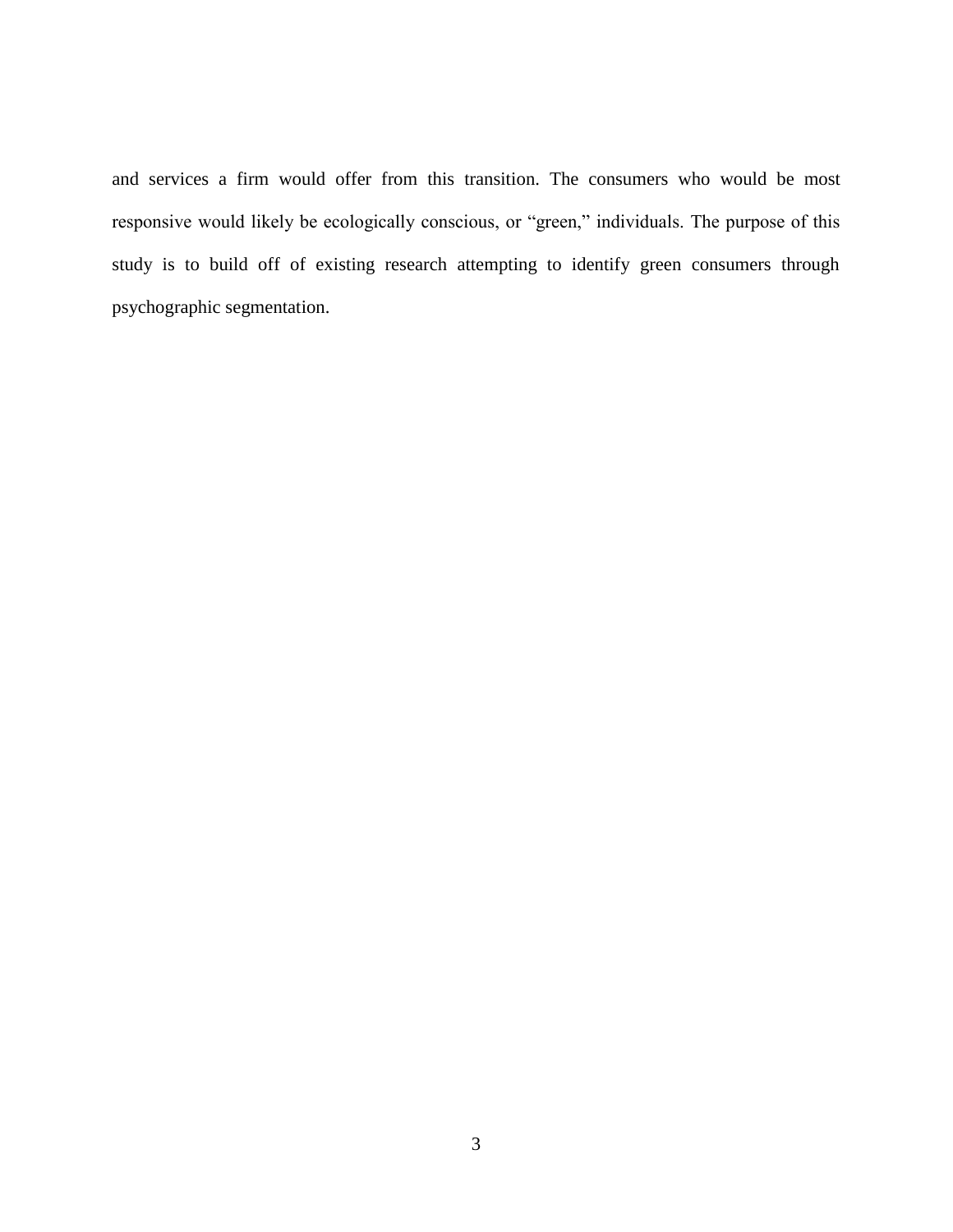and services a firm would offer from this transition. The consumers who would be most responsive would likely be ecologically conscious, or “green,” individuals. The purpose of this study is to build off of existing research attempting to identify green consumers through psychographic segmentation.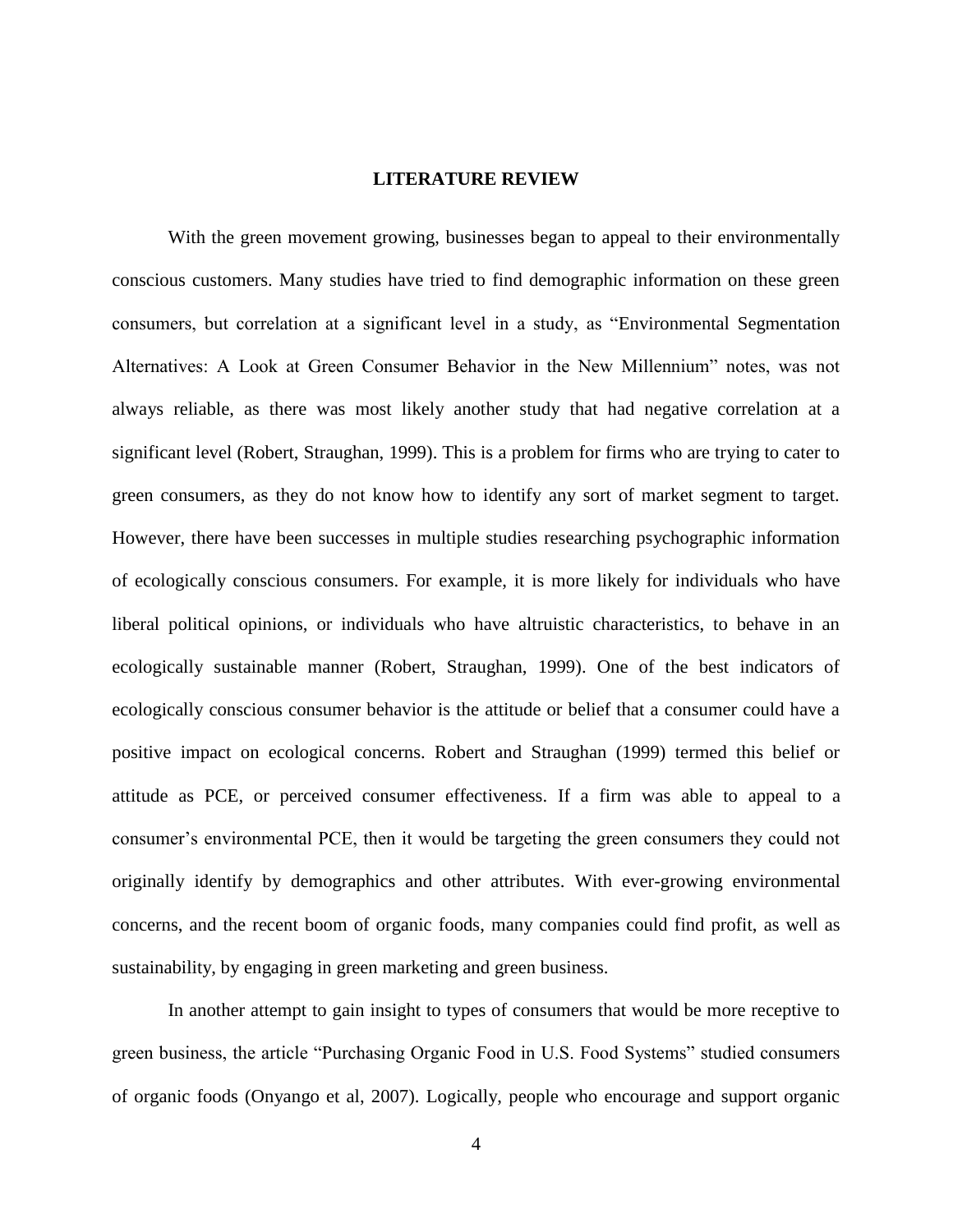# LITERATURE REVIEW

With the green movement growing, businesses began to appeal to their environmentally conscious customers. Many studies have tried to find demographic information on these green consumers, but correlation at a significant level in a study, as "Environmental Segmentation Alternatives: A Look at Green Consumer Behavior in the New Millennium" notes, was not always reliable, as there was most likely another study that had negative correlation at a significant level (Robert, Straughan, 1999). This is a problem for firms who are trying to cater to green consumers, as they do not know how to identify any sort of market segment to target. However, there have been successes in multiple studies researching psychographic information of ecologically conscious consumers. For example, it is more likely for individuals who have liberal political opinions, or individuals who have altruistic characteristics, to behave in an ecologically sustainable manner (Robert, Straughan, 1999). One of the best indicators of ecologically conscious consumer behavior is the attitude or belief that a consumer could have a positive impact on ecological concerns. Robert and Straughan (1999) termed this belief or attitude as PCE, or perceived consumer effectiveness. If a firm was able to appeal to a consumer's environmental PCE, then it would be targeting the green consumers they could not originally identify by demographics and other attributes. With ever-growing environmental concerns, and the recent boom of organic foods, many companies could find profit, as well as sustainability, by engaging in green marketing and green business.

In another attempt to gain insight to types of consumers that would be more receptive to green business, the article "Purchasing Organic Food in U.S. Food Systems" studied consumers of organic foods (Onyango et al, 2007). Logically, people who encourage and support organic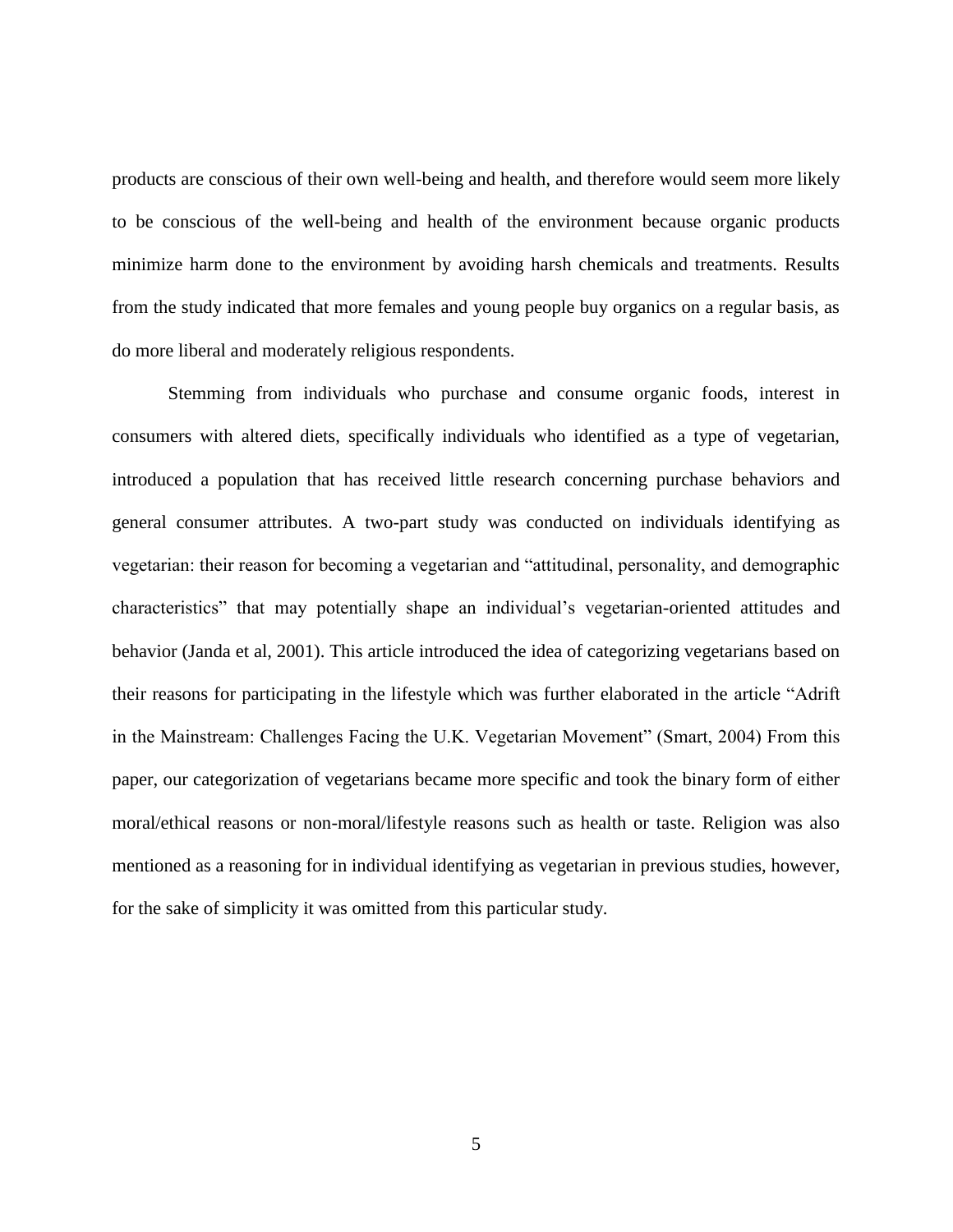products are conscious of their own well-being and health, and therefore would seem more likely to be conscious of the well-being and health of the environment because organic products minimize harm done to the environment by avoiding harsh chemicals and treatments. Results from the study indicated that more females and young people buy organics on a regular basis, as do more liberal and moderately religious respondents.

Stemming from individuals who purchase and consume organic foods, interest in consumers with altered diets, specifically individuals who identified as a type of vegetarian, introduced a population that has received little research concerning purchase behaviors and general consumer attributes. A two-part study was conducted on individuals identifying as vegetarian: their reason for becoming a vegetarian and "attitudinal, personality, and demographic characteristics" that may potentially shape an individual's vegetarian-oriented attitudes and behavior (Janda et al, 2001). This article introduced the idea of categorizing vegetarians based on their reasons for participating in the lifestyle which was further elaborated in the article "Adrift in the Mainstream: Challenges Facing the U.K. Vegetarian Movement" (Smart, 2004) From this paper, our categorization of vegetarians became more specific and took the binary form of either moral/ethical reasons or non-moral/lifestyle reasons such as health or taste. Religion was also mentioned as a reasoning for in individual identifying as vegetarian in previous studies, however, for the sake of simplicity it was omitted from this particular study.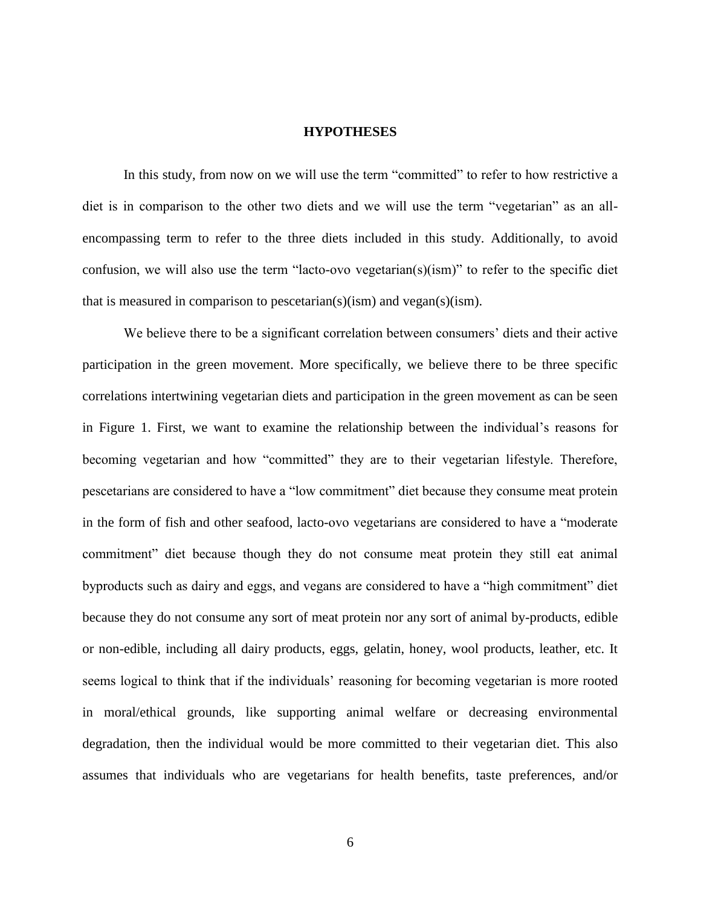# HYPOTHESES

In this study, from now on we will use the term "committed" to refer to how restrictive a diet is in comparison to the other two diets and we will use the term "vegetarian" as an all-encompassing term to refer to the three diets included in this study. Additionally, to avoid confusion, we will also use the term "lacto-ovo vegetarian(s)(ism)" to refer to the specific diet that is measured in comparison to pescetarian(s)(ism) and vegan(s)(ism).

We believe there to be a significant correlation between consumers' diets and their active participation in the green movement. More specifically, we believe there to be three specific correlations intertwining vegetarian diets and participation in the green movement as can be seen in Figure 1. First, we want to examine the relationship between the individual's reasons for becoming vegetarian and how "committed" they are to their vegetarian lifestyle. Therefore, pescetarians are considered to have a "low commitment" diet because they consume meat protein in the form of fish and other seafood, lacto-ovo vegetarians are considered to have a "moderate commitment" diet because though they do not consume meat protein they still eat animal byproducts such as dairy and eggs, and vegans are considered to have a "high commitment" diet because they do not consume any sort of meat protein nor any sort of animal by-products, edible or non-edible, including all dairy products, eggs, gelatin, honey, wool products, leather, etc. It seems logical to think that if the individuals' reasoning for becoming vegetarian is more rooted in moral/ethical grounds, like supporting animal welfare or decreasing environmental degradation, then the individual would be more committed to their vegetarian diet. This also assumes that individuals who are vegetarians for health benefits, taste preferences, and/or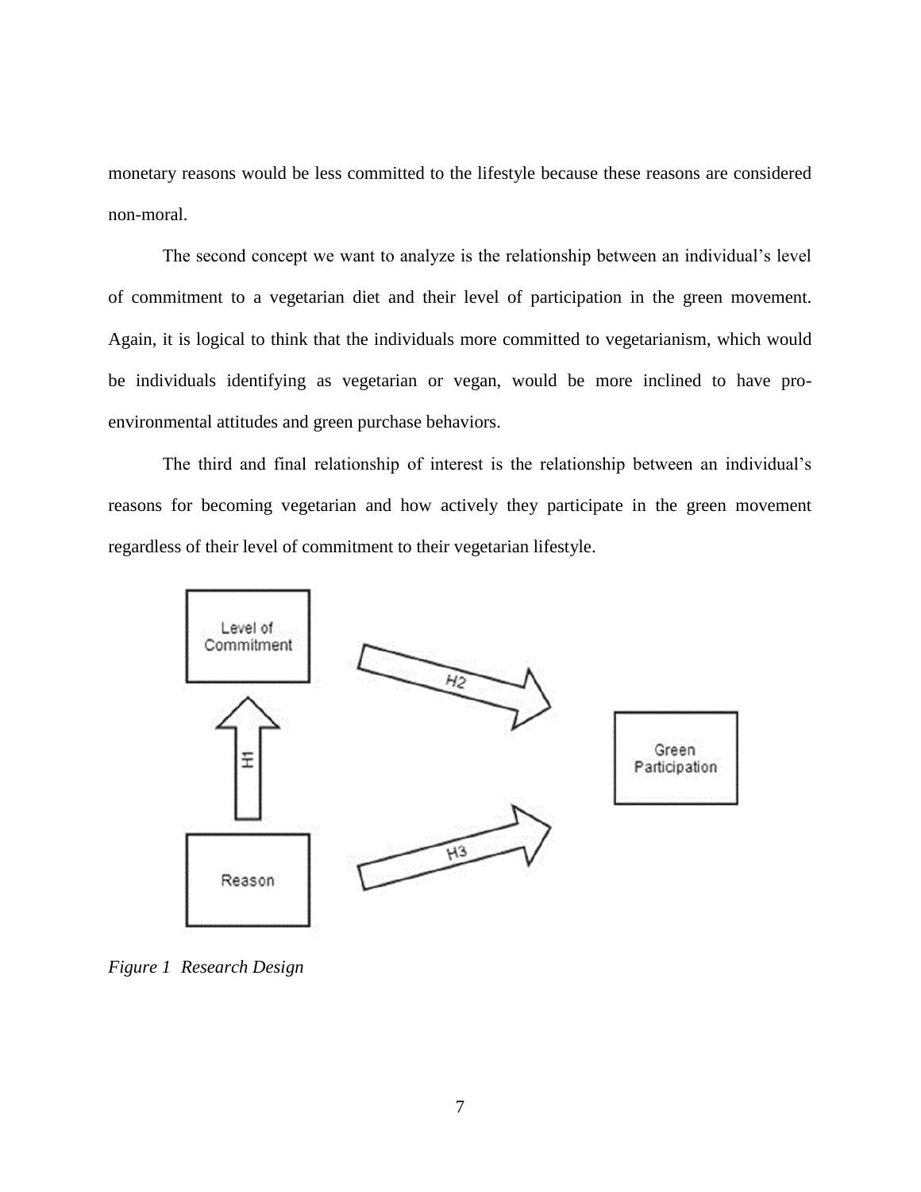monetary reasons would be less committed to the lifestyle because these reasons are considered non-moral.

The second concept we want to analyze is the relationship between an individual's level of commitment to a vegetarian diet and their level of participation in the green movement. Again, it is logical to think that the individuals more committed to vegetarianism, which would be individuals identifying as vegetarian or vegan, would be more inclined to have pro-environmental attitudes and green purchase behaviors.

The third and final relationship of interest is the relationship between an individual's reasons for becoming vegetarian and how actively they participate in the green movement regardless of their level of commitment to their vegetarian lifestyle.

*Figure 1  Research Design*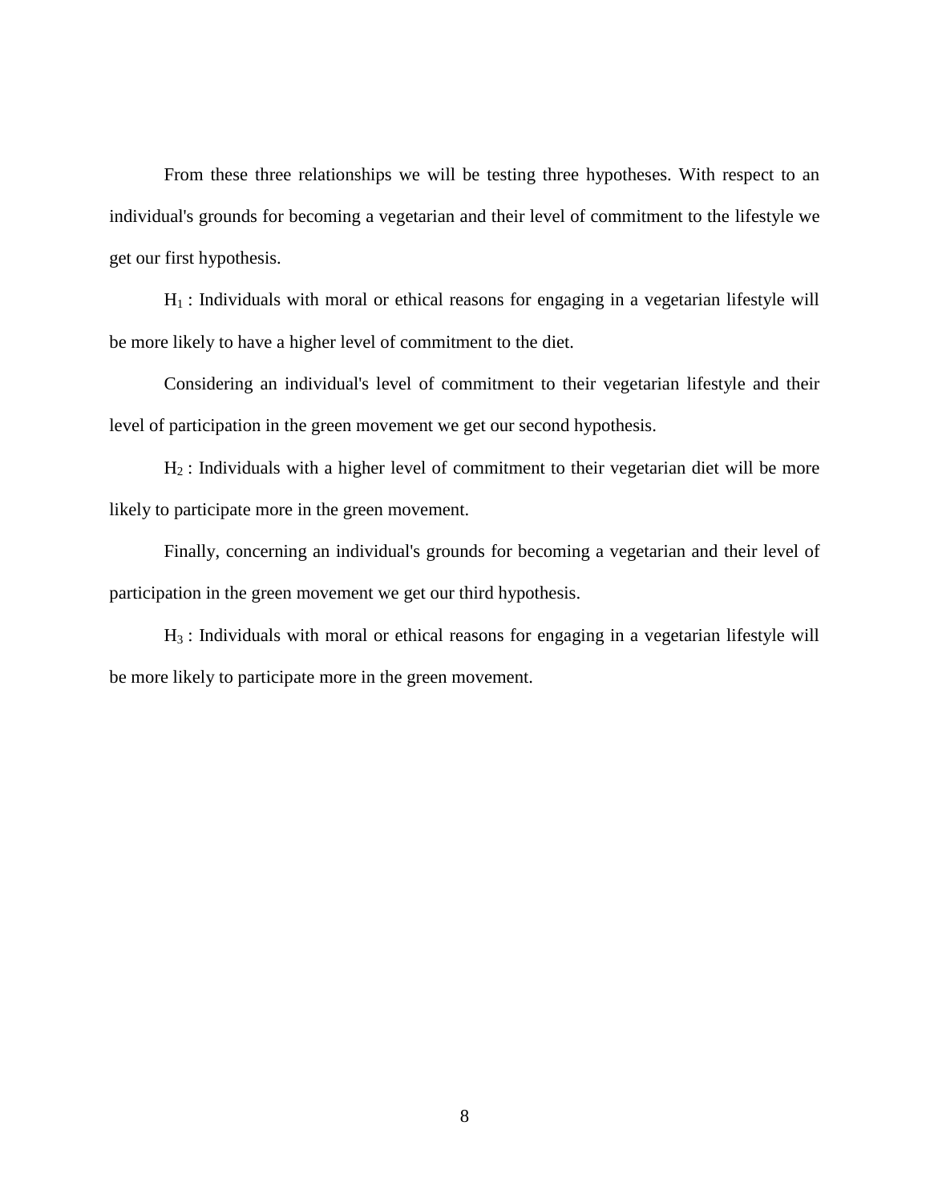From these three relationships we will be testing three hypotheses. With respect to an individual's grounds for becoming a vegetarian and their level of commitment to the lifestyle we get our first hypothesis.

$H_1$ : Individuals with moral or ethical reasons for engaging in a vegetarian lifestyle will be more likely to have a higher level of commitment to the diet.

Considering an individual's level of commitment to their vegetarian lifestyle and their level of participation in the green movement we get our second hypothesis.

$H_2$ : Individuals with a higher level of commitment to their vegetarian diet will be more likely to participate more in the green movement.

Finally, concerning an individual's grounds for becoming a vegetarian and their level of participation in the green movement we get our third hypothesis.

$H_3$ : Individuals with moral or ethical reasons for engaging in a vegetarian lifestyle will be more likely to participate more in the green movement.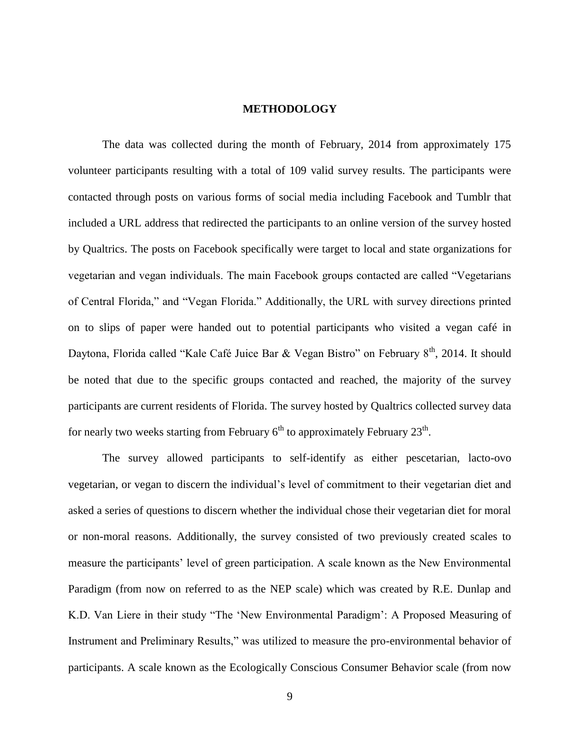# METHODOLOGY

The data was collected during the month of February, 2014 from approximately 175 volunteer participants resulting with a total of 109 valid survey results. The participants were contacted through posts on various forms of social media including Facebook and Tumblr that included a URL address that redirected the participants to an online version of the survey hosted by Qualtrics. The posts on Facebook specifically were target to local and state organizations for vegetarian and vegan individuals. The main Facebook groups contacted are called "Vegetarians of Central Florida," and "Vegan Florida." Additionally, the URL with survey directions printed on to slips of paper were handed out to potential participants who visited a vegan café in Daytona, Florida called "Kale Café Juice Bar & Vegan Bistro" on February 8th, 2014. It should be noted that due to the specific groups contacted and reached, the majority of the survey participants are current residents of Florida. The survey hosted by Qualtrics collected survey data for nearly two weeks starting from February 6th to approximately February 23rd.

The survey allowed participants to self-identify as either pescetarian, lacto-ovo vegetarian, or vegan to discern the individual's level of commitment to their vegetarian diet and asked a series of questions to discern whether the individual chose their vegetarian diet for moral or non-moral reasons. Additionally, the survey consisted of two previously created scales to measure the participants' level of green participation. A scale known as the New Environmental Paradigm (from now on referred to as the NEP scale) which was created by R.E. Dunlap and K.D. Van Liere in their study "The 'New Environmental Paradigm': A Proposed Measuring of Instrument and Preliminary Results," was utilized to measure the pro-environmental behavior of participants. A scale known as the Ecologically Conscious Consumer Behavior scale (from now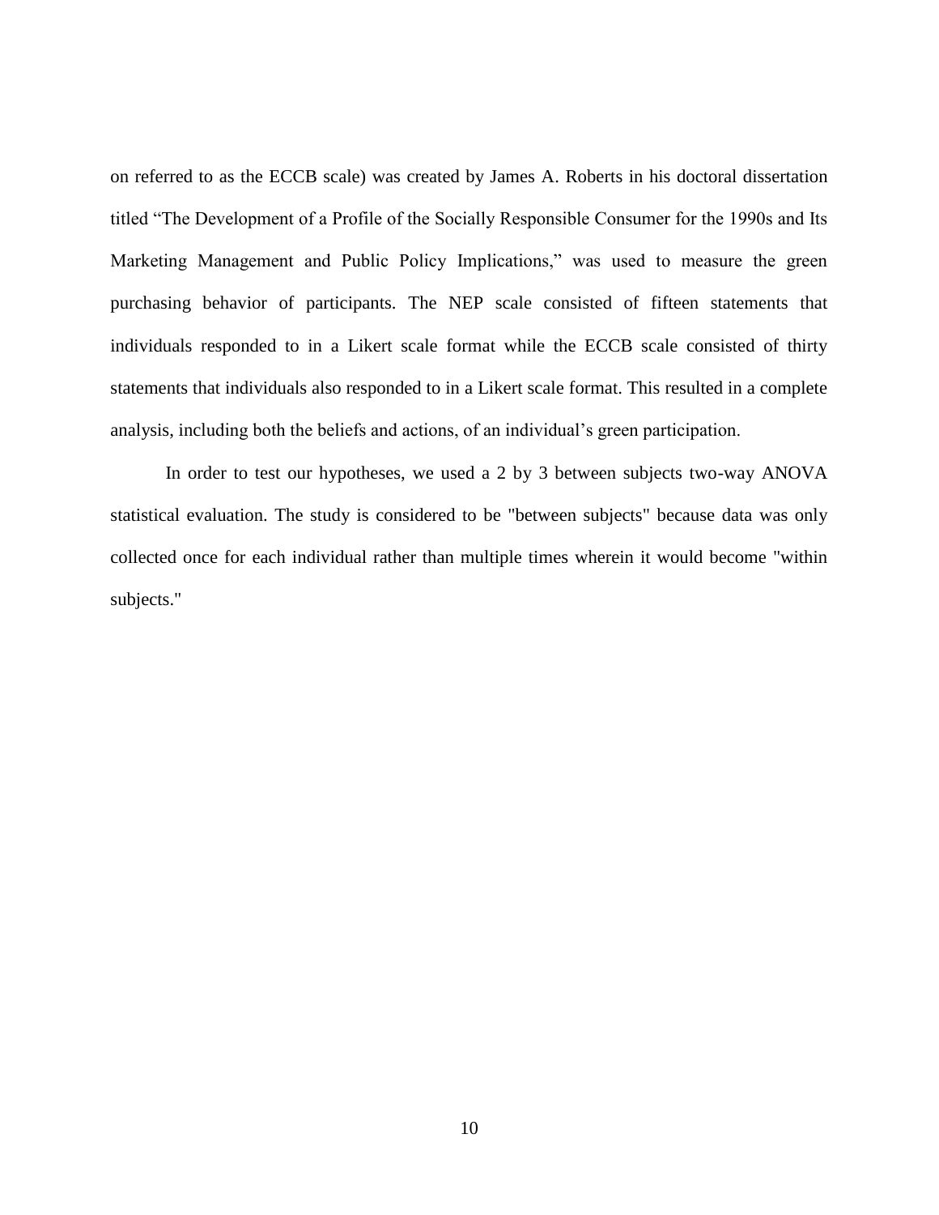on referred to as the ECCB scale) was created by James A. Roberts in his doctoral dissertation titled "The Development of a Profile of the Socially Responsible Consumer for the 1990s and Its Marketing Management and Public Policy Implications," was used to measure the green purchasing behavior of participants. The NEP scale consisted of fifteen statements that individuals responded to in a Likert scale format while the ECCB scale consisted of thirty statements that individuals also responded to in a Likert scale format. This resulted in a complete analysis, including both the beliefs and actions, of an individual's green participation.

In order to test our hypotheses, we used a 2 by 3 between subjects two-way ANOVA statistical evaluation. The study is considered to be "between subjects" because data was only collected once for each individual rather than multiple times wherein it would become "within subjects."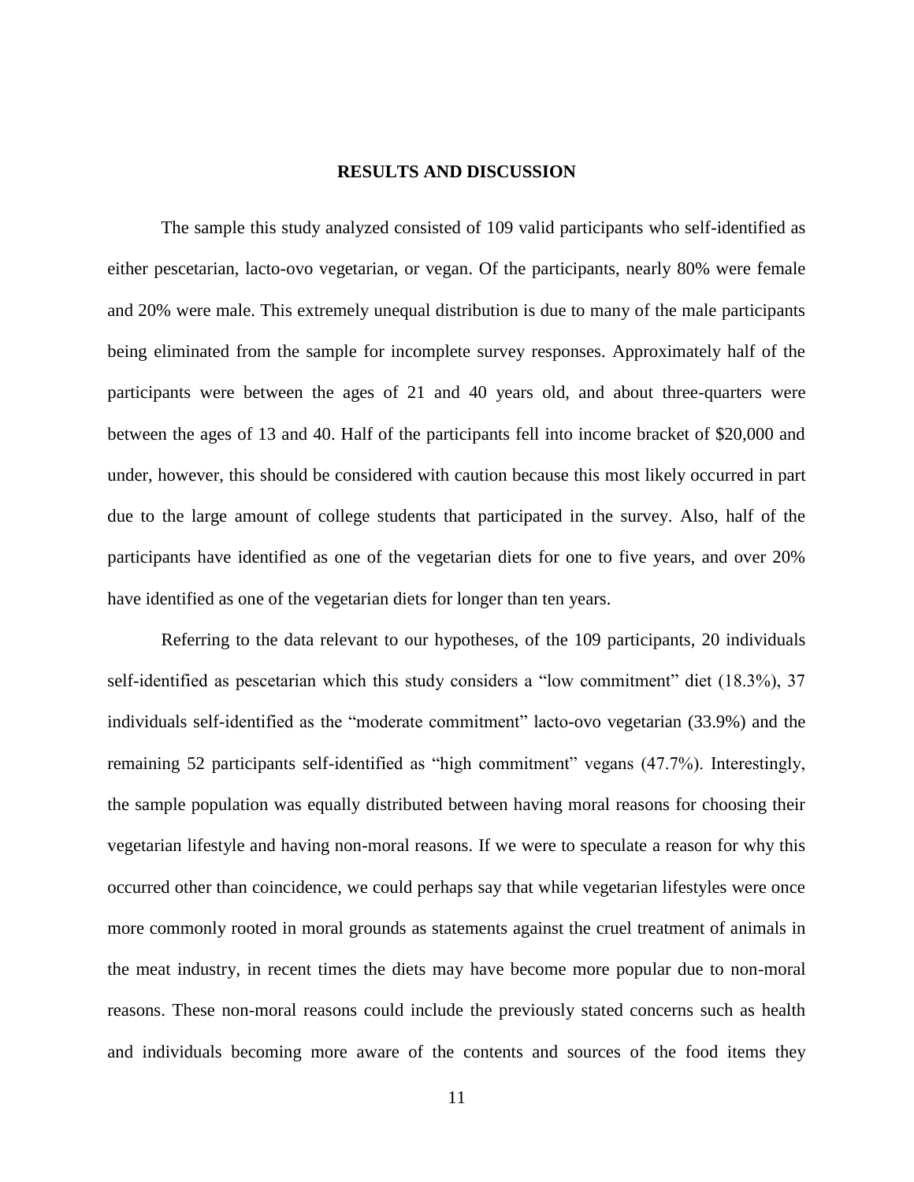## RESULTS AND DISCUSSION

The sample this study analyzed consisted of 109 valid participants who self-identified as either pescetarian, lacto-ovo vegetarian, or vegan. Of the participants, nearly 80% were female and 20% were male. This extremely unequal distribution is due to many of the male participants being eliminated from the sample for incomplete survey responses. Approximately half of the participants were between the ages of 21 and 40 years old, and about three-quarters were between the ages of 13 and 40. Half of the participants fell into income bracket of $20,000 and under, however, this should be considered with caution because this most likely occurred in part due to the large amount of college students that participated in the survey. Also, half of the participants have identified as one of the vegetarian diets for one to five years, and over 20% have identified as one of the vegetarian diets for longer than ten years.

Referring to the data relevant to our hypotheses, of the 109 participants, 20 individuals self-identified as pescetarian which this study considers a "low commitment" diet (18.3%), 37 individuals self-identified as the "moderate commitment" lacto-ovo vegetarian (33.9%) and the remaining 52 participants self-identified as "high commitment" vegans (47.7%). Interestingly, the sample population was equally distributed between having moral reasons for choosing their vegetarian lifestyle and having non-moral reasons. If we were to speculate a reason for why this occurred other than coincidence, we could perhaps say that while vegetarian lifestyles were once more commonly rooted in moral grounds as statements against the cruel treatment of animals in the meat industry, in recent times the diets may have become more popular due to non-moral reasons. These non-moral reasons could include the previously stated concerns such as health and individuals becoming more aware of the contents and sources of the food items they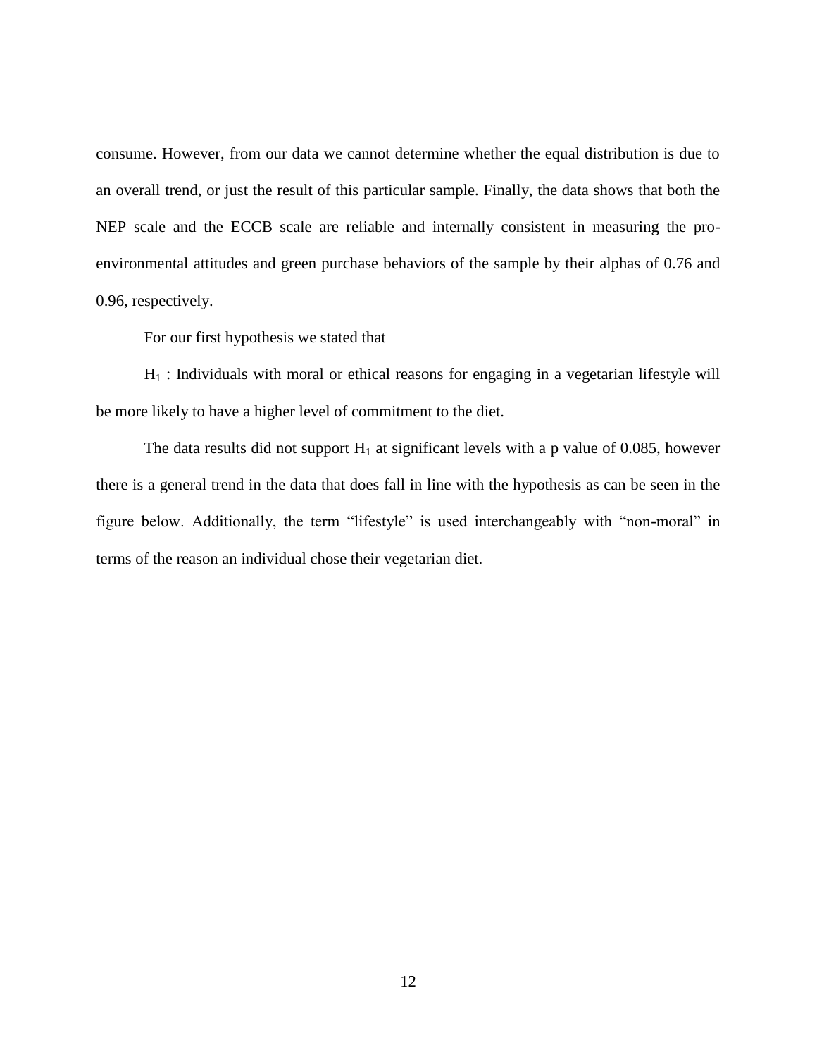consume. However, from our data we cannot determine whether the equal distribution is due to an overall trend, or just the result of this particular sample. Finally, the data shows that both the NEP scale and the ECCB scale are reliable and internally consistent in measuring the pro-environmental attitudes and green purchase behaviors of the sample by their alphas of 0.76 and 0.96, respectively.

For our first hypothesis we stated that

$H_1$ : Individuals with moral or ethical reasons for engaging in a vegetarian lifestyle will be more likely to have a higher level of commitment to the diet.

The data results did not support $H_1$ at significant levels with a p value of 0.085, however there is a general trend in the data that does fall in line with the hypothesis as can be seen in the figure below. Additionally, the term "lifestyle" is used interchangeably with "non-moral" in terms of the reason an individual chose their vegetarian diet.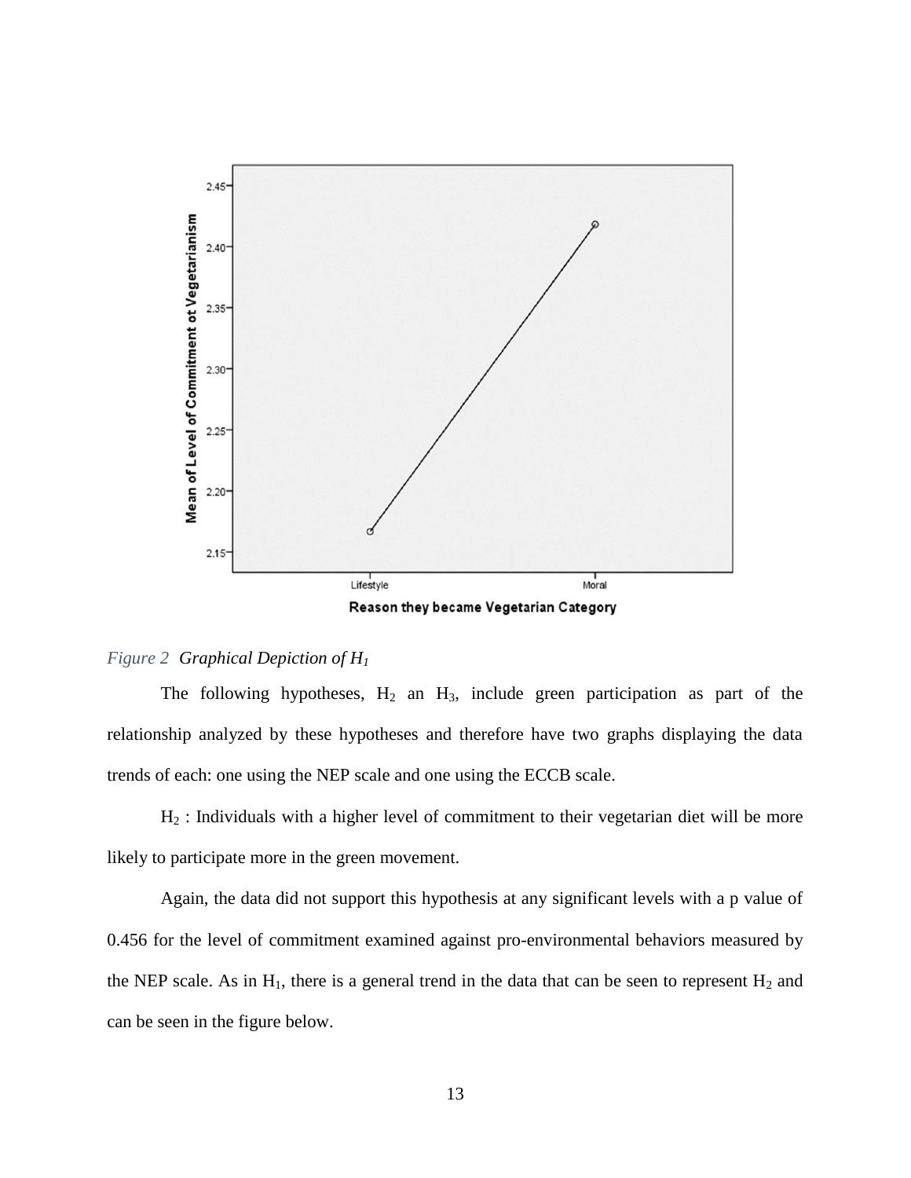*Figure 2 Graphical Depiction of $H_1$*

The following hypotheses, $H_2$ an $H_3$, include green participation as part of the relationship analyzed by these hypotheses and therefore have two graphs displaying the data trends of each: one using the NEP scale and one using the ECCB scale.

$H_2$ : Individuals with a higher level of commitment to their vegetarian diet will be more likely to participate more in the green movement.

Again, the data did not support this hypothesis at any significant levels with a p value of 0.456 for the level of commitment examined against pro-environmental behaviors measured by the NEP scale. As in $H_1$, there is a general trend in the data that can be seen to represent $H_2$ and can be seen in the figure below.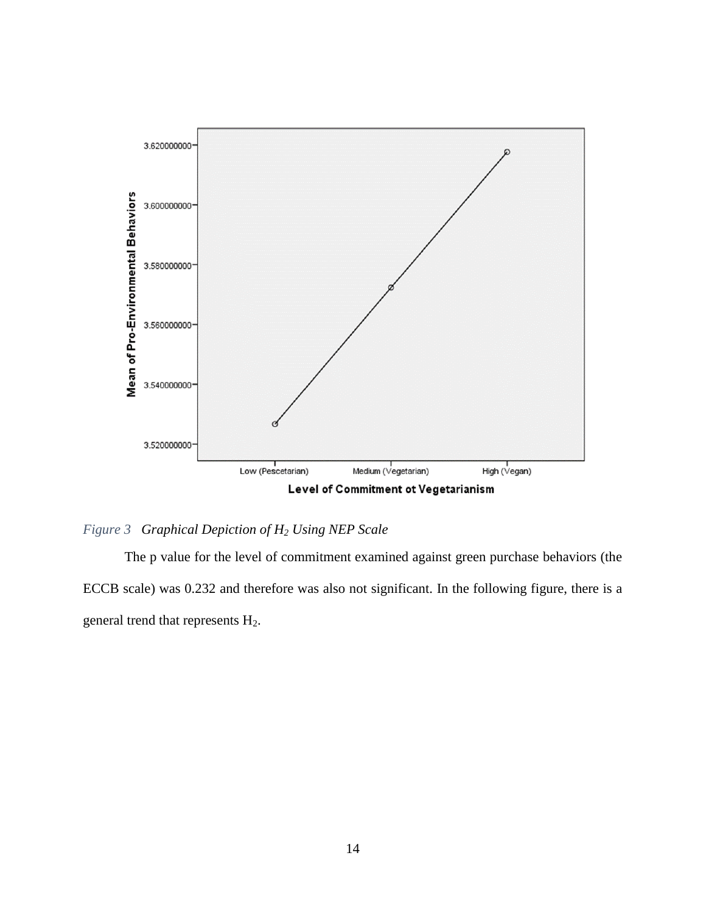*Figure 3 Graphical Depiction of $H_2$ Using NEP Scale*

The p value for the level of commitment examined against green purchase behaviors (the ECCB scale) was 0.232 and therefore was also not significant. In the following figure, there is a general trend that represents $H_2$.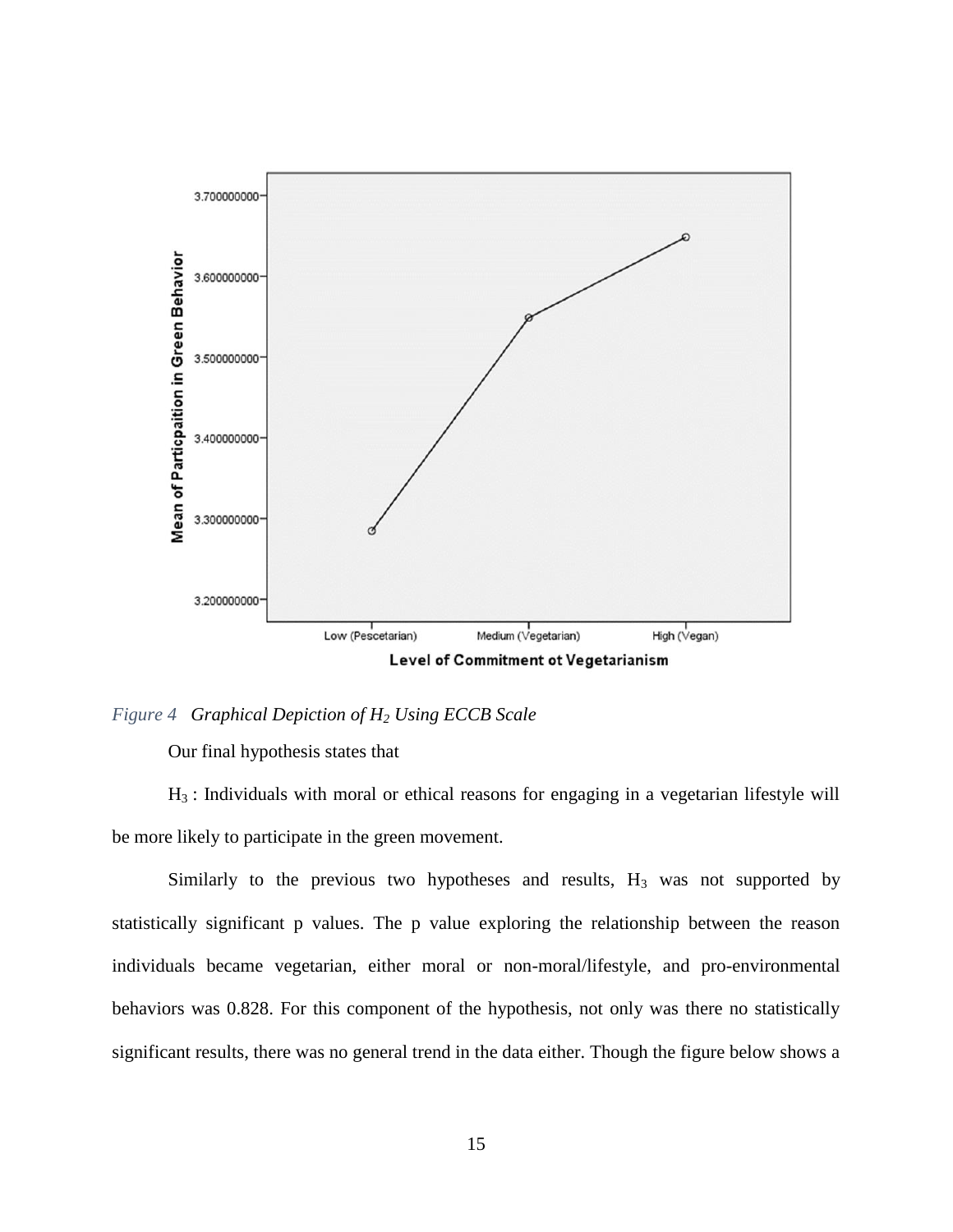*Figure 4 Graphical Depiction of $H_2$ Using ECCB Scale*

Our final hypothesis states that

$H_3$ : Individuals with moral or ethical reasons for engaging in a vegetarian lifestyle will be more likely to participate in the green movement.

Similarly to the previous two hypotheses and results, $H_3$ was not supported by statistically significant p values. The p value exploring the relationship between the reason individuals became vegetarian, either moral or non-moral/lifestyle, and pro-environmental behaviors was 0.828. For this component of the hypothesis, not only was there no statistically significant results, there was no general trend in the data either. Though the figure below shows a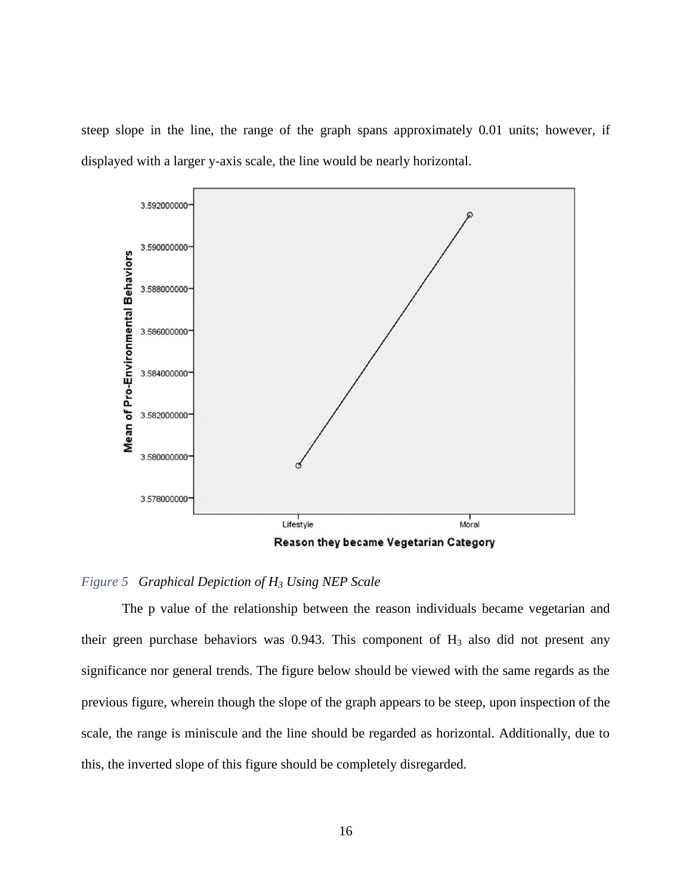steep slope in the line, the range of the graph spans approximately 0.01 units; however, if displayed with a larger y-axis scale, the line would be nearly horizontal.

*Figure 5   Graphical Depiction of $H_3$ Using NEP Scale*

The p value of the relationship between the reason individuals became vegetarian and their green purchase behaviors was 0.943. This component of $H_3$ also did not present any significance nor general trends. The figure below should be viewed with the same regards as the previous figure, wherein though the slope of the graph appears to be steep, upon inspection of the scale, the range is miniscule and the line should be regarded as horizontal. Additionally, due to this, the inverted slope of this figure should be completely disregarded.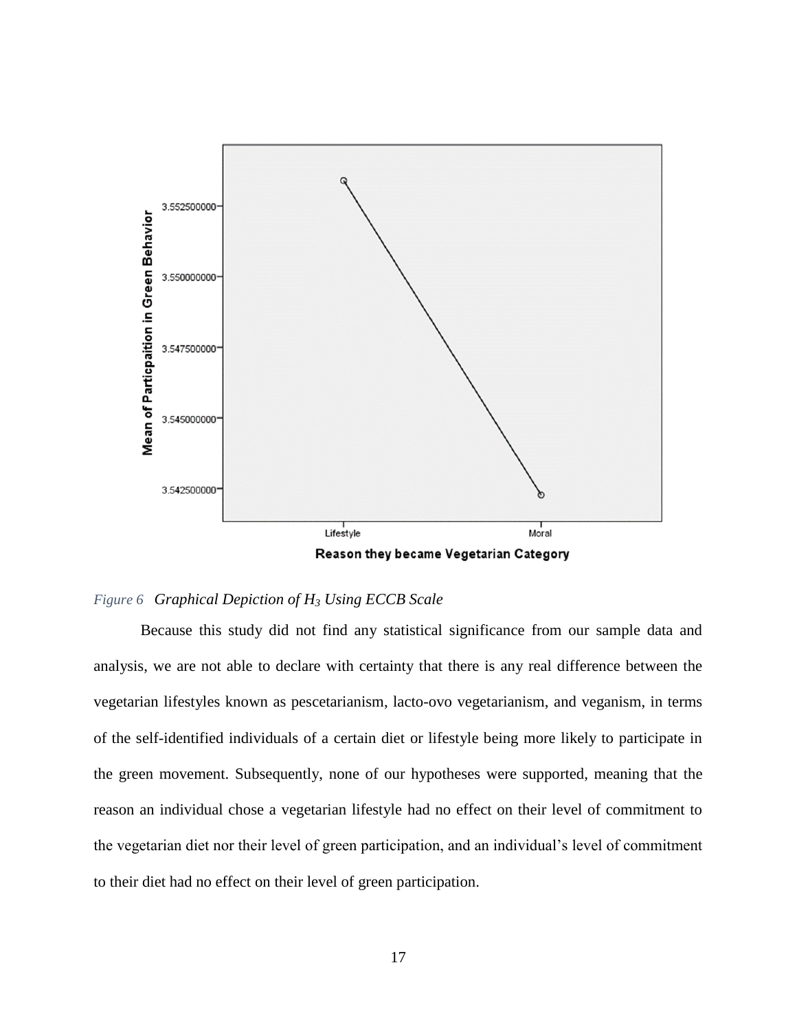*Figure 6   Graphical Depiction of $H_3$ Using ECCB Scale*

Because this study did not find any statistical significance from our sample data and analysis, we are not able to declare with certainty that there is any real difference between the vegetarian lifestyles known as pescetarianism, lacto-ovo vegetarianism, and veganism, in terms of the self-identified individuals of a certain diet or lifestyle being more likely to participate in the green movement. Subsequently, none of our hypotheses were supported, meaning that the reason an individual chose a vegetarian lifestyle had no effect on their level of commitment to the vegetarian diet nor their level of green participation, and an individual's level of commitment to their diet had no effect on their level of green participation.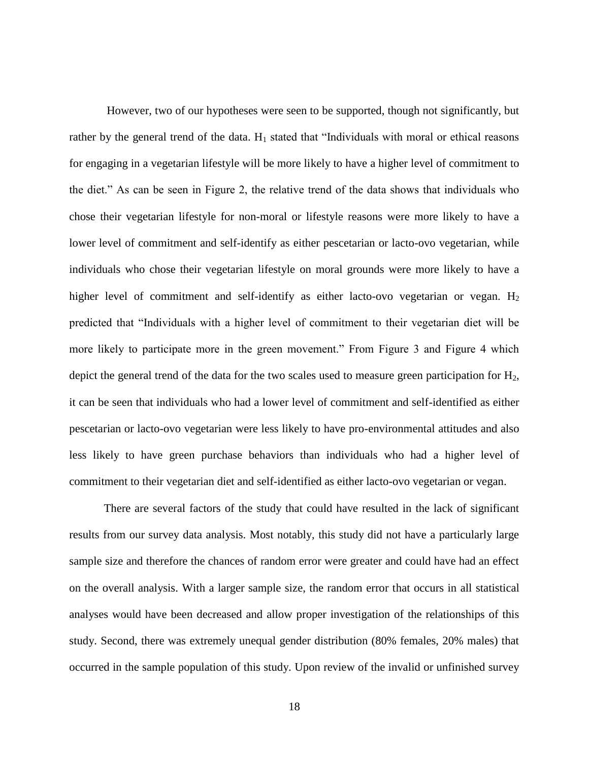However, two of our hypotheses were seen to be supported, though not significantly, but rather by the general trend of the data. $H_1$ stated that "Individuals with moral or ethical reasons for engaging in a vegetarian lifestyle will be more likely to have a higher level of commitment to the diet." As can be seen in Figure 2, the relative trend of the data shows that individuals who chose their vegetarian lifestyle for non-moral or lifestyle reasons were more likely to have a lower level of commitment and self-identify as either pescetarian or lacto-ovo vegetarian, while individuals who chose their vegetarian lifestyle on moral grounds were more likely to have a higher level of commitment and self-identify as either lacto-ovo vegetarian or vegan. $H_2$ predicted that "Individuals with a higher level of commitment to their vegetarian diet will be more likely to participate more in the green movement." From Figure 3 and Figure 4 which depict the general trend of the data for the two scales used to measure green participation for $H_2$, it can be seen that individuals who had a lower level of commitment and self-identified as either pescetarian or lacto-ovo vegetarian were less likely to have pro-environmental attitudes and also less likely to have green purchase behaviors than individuals who had a higher level of commitment to their vegetarian diet and self-identified as either lacto-ovo vegetarian or vegan.

There are several factors of the study that could have resulted in the lack of significant results from our survey data analysis. Most notably, this study did not have a particularly large sample size and therefore the chances of random error were greater and could have had an effect on the overall analysis. With a larger sample size, the random error that occurs in all statistical analyses would have been decreased and allow proper investigation of the relationships of this study. Second, there was extremely unequal gender distribution (80% females, 20% males) that occurred in the sample population of this study. Upon review of the invalid or unfinished survey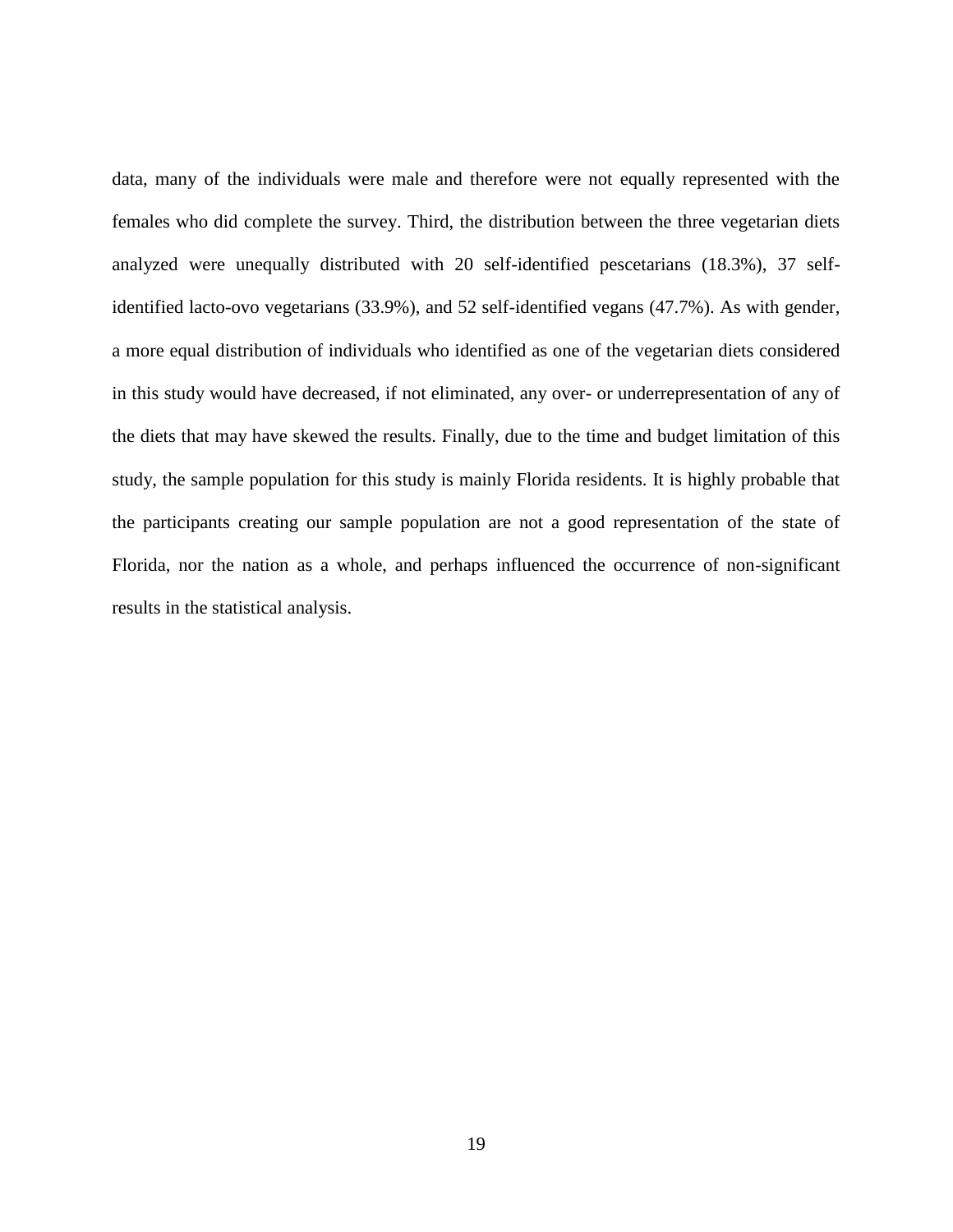data, many of the individuals were male and therefore were not equally represented with the females who did complete the survey. Third, the distribution between the three vegetarian diets analyzed were unequally distributed with 20 self-identified pescetarians (18.3%), 37 self-identified lacto-ovo vegetarians (33.9%), and 52 self-identified vegans (47.7%). As with gender, a more equal distribution of individuals who identified as one of the vegetarian diets considered in this study would have decreased, if not eliminated, any over- or underrepresentation of any of the diets that may have skewed the results. Finally, due to the time and budget limitation of this study, the sample population for this study is mainly Florida residents. It is highly probable that the participants creating our sample population are not a good representation of the state of Florida, nor the nation as a whole, and perhaps influenced the occurrence of non-significant results in the statistical analysis.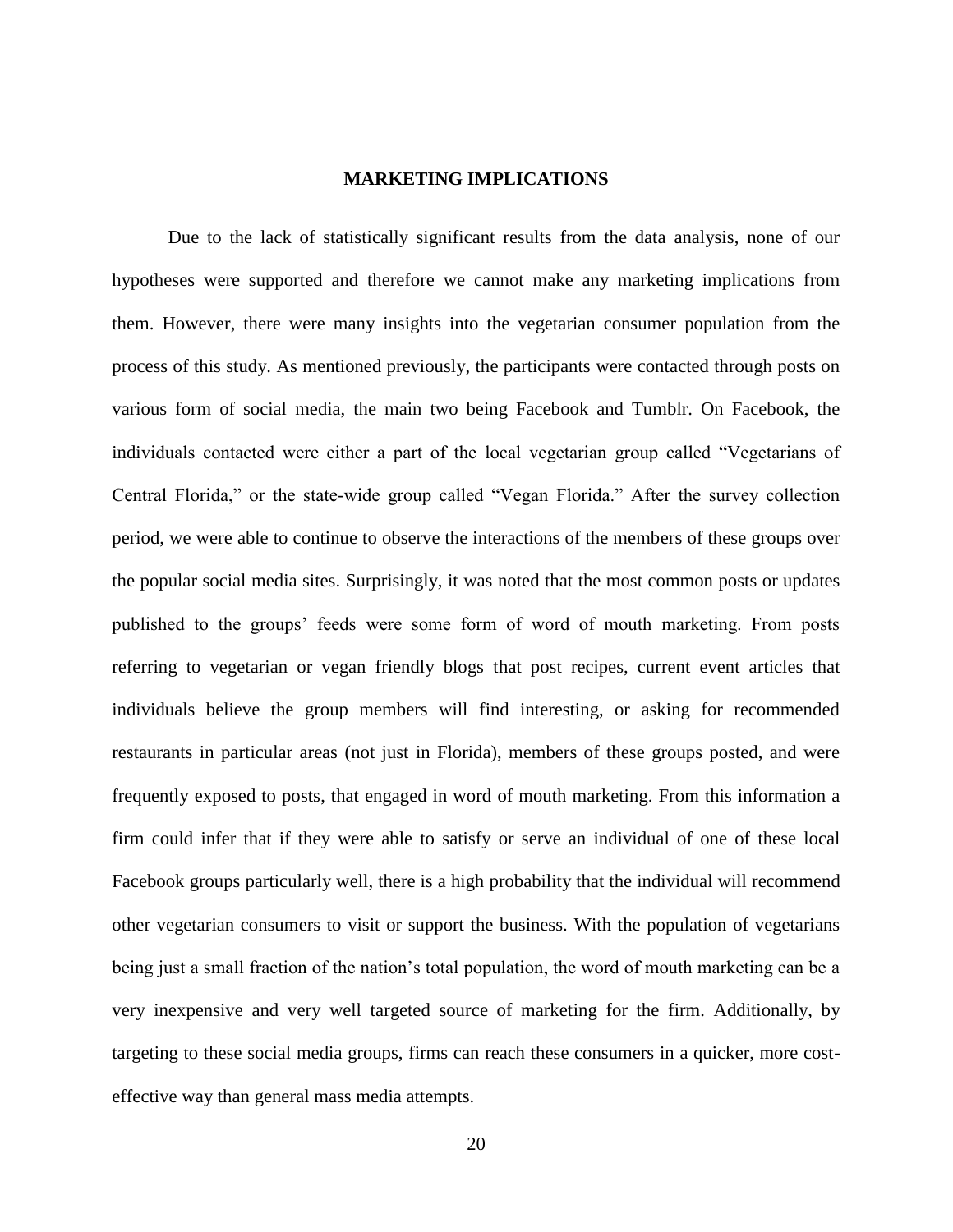## MARKETING IMPLICATIONS

Due to the lack of statistically significant results from the data analysis, none of our hypotheses were supported and therefore we cannot make any marketing implications from them. However, there were many insights into the vegetarian consumer population from the process of this study. As mentioned previously, the participants were contacted through posts on various form of social media, the main two being Facebook and Tumblr. On Facebook, the individuals contacted were either a part of the local vegetarian group called "Vegetarians of Central Florida," or the state-wide group called "Vegan Florida." After the survey collection period, we were able to continue to observe the interactions of the members of these groups over the popular social media sites. Surprisingly, it was noted that the most common posts or updates published to the groups' feeds were some form of word of mouth marketing. From posts referring to vegetarian or vegan friendly blogs that post recipes, current event articles that individuals believe the group members will find interesting, or asking for recommended restaurants in particular areas (not just in Florida), members of these groups posted, and were frequently exposed to posts, that engaged in word of mouth marketing. From this information a firm could infer that if they were able to satisfy or serve an individual of one of these local Facebook groups particularly well, there is a high probability that the individual will recommend other vegetarian consumers to visit or support the business. With the population of vegetarians being just a small fraction of the nation's total population, the word of mouth marketing can be a very inexpensive and very well targeted source of marketing for the firm. Additionally, by targeting to these social media groups, firms can reach these consumers in a quicker, more cost-effective way than general mass media attempts.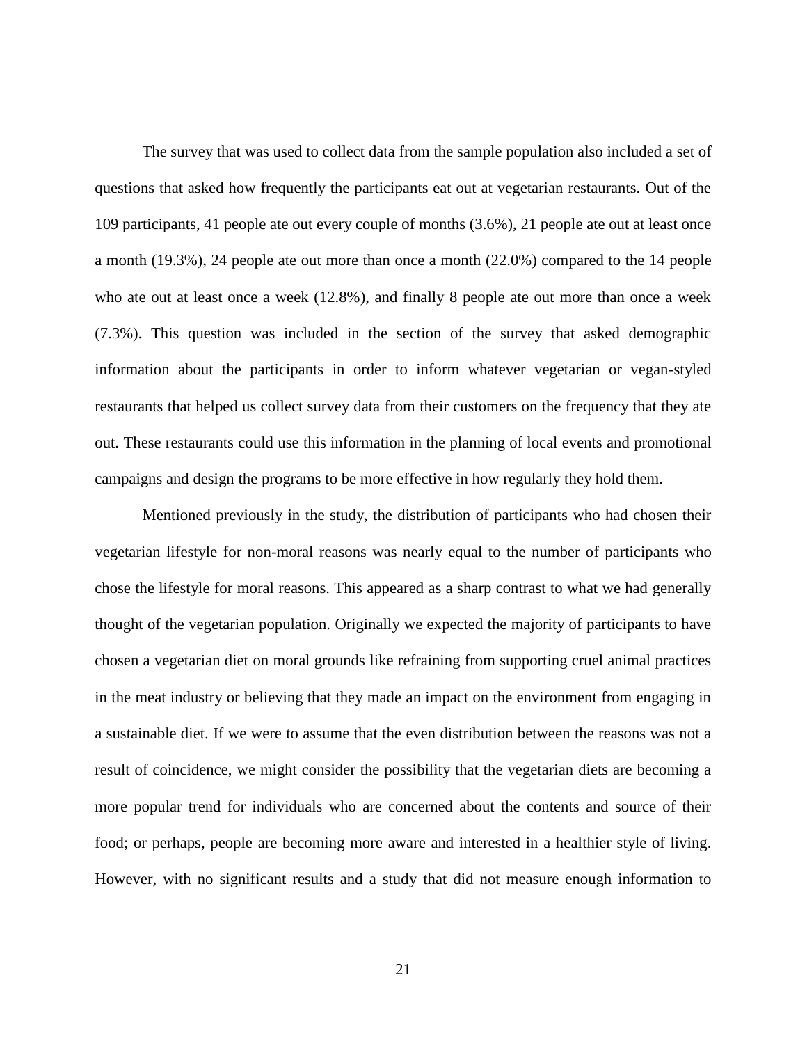The survey that was used to collect data from the sample population also included a set of questions that asked how frequently the participants eat out at vegetarian restaurants. Out of the 109 participants, 41 people ate out every couple of months (3.6%), 21 people ate out at least once a month (19.3%), 24 people ate out more than once a month (22.0%) compared to the 14 people who ate out at least once a week (12.8%), and finally 8 people ate out more than once a week (7.3%). This question was included in the section of the survey that asked demographic information about the participants in order to inform whatever vegetarian or vegan-styled restaurants that helped us collect survey data from their customers on the frequency that they ate out. These restaurants could use this information in the planning of local events and promotional campaigns and design the programs to be more effective in how regularly they hold them.

Mentioned previously in the study, the distribution of participants who had chosen their vegetarian lifestyle for non-moral reasons was nearly equal to the number of participants who chose the lifestyle for moral reasons. This appeared as a sharp contrast to what we had generally thought of the vegetarian population. Originally we expected the majority of participants to have chosen a vegetarian diet on moral grounds like refraining from supporting cruel animal practices in the meat industry or believing that they made an impact on the environment from engaging in a sustainable diet. If we were to assume that the even distribution between the reasons was not a result of coincidence, we might consider the possibility that the vegetarian diets are becoming a more popular trend for individuals who are concerned about the contents and source of their food; or perhaps, people are becoming more aware and interested in a healthier style of living. However, with no significant results and a study that did not measure enough information to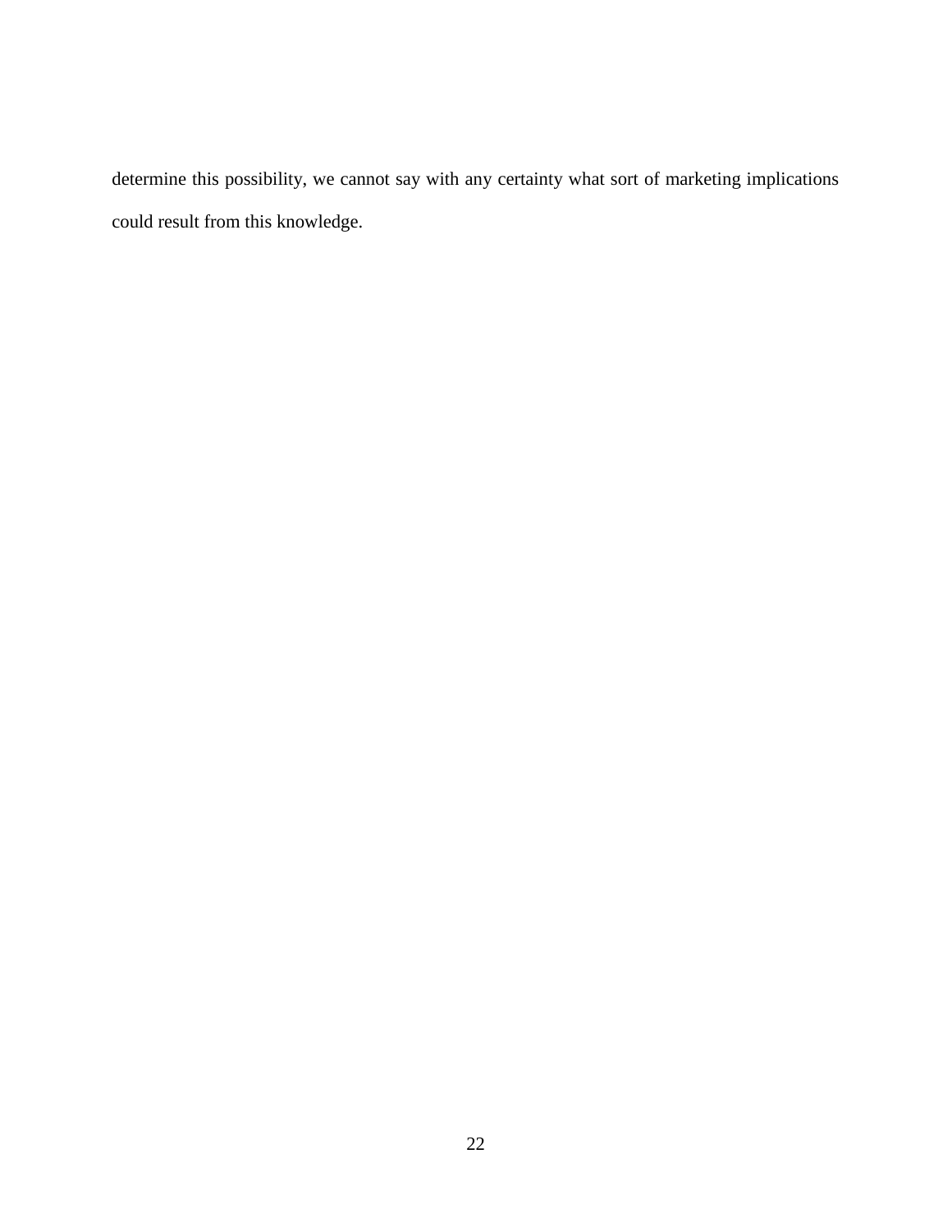determine this possibility, we cannot say with any certainty what sort of marketing implications could result from this knowledge.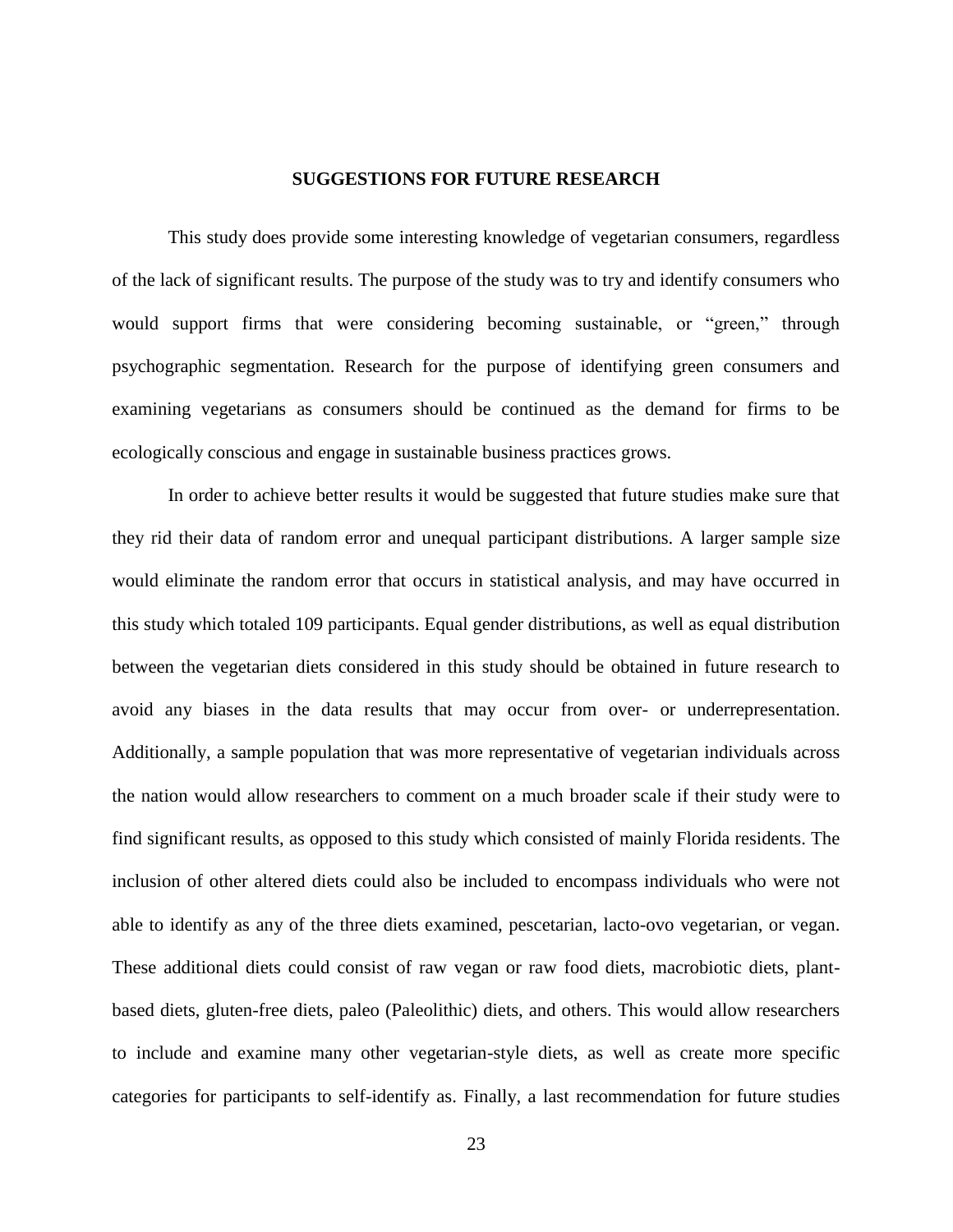## SUGGESTIONS FOR FUTURE RESEARCH

This study does provide some interesting knowledge of vegetarian consumers, regardless of the lack of significant results. The purpose of the study was to try and identify consumers who would support firms that were considering becoming sustainable, or "green," through psychographic segmentation. Research for the purpose of identifying green consumers and examining vegetarians as consumers should be continued as the demand for firms to be ecologically conscious and engage in sustainable business practices grows.

In order to achieve better results it would be suggested that future studies make sure that they rid their data of random error and unequal participant distributions. A larger sample size would eliminate the random error that occurs in statistical analysis, and may have occurred in this study which totaled 109 participants. Equal gender distributions, as well as equal distribution between the vegetarian diets considered in this study should be obtained in future research to avoid any biases in the data results that may occur from over- or underrepresentation. Additionally, a sample population that was more representative of vegetarian individuals across the nation would allow researchers to comment on a much broader scale if their study were to find significant results, as opposed to this study which consisted of mainly Florida residents. The inclusion of other altered diets could also be included to encompass individuals who were not able to identify as any of the three diets examined, pescetarian, lacto-ovo vegetarian, or vegan. These additional diets could consist of raw vegan or raw food diets, macrobiotic diets, plant-based diets, gluten-free diets, paleo (Paleolithic) diets, and others. This would allow researchers to include and examine many other vegetarian-style diets, as well as create more specific categories for participants to self-identify as. Finally, a last recommendation for future studies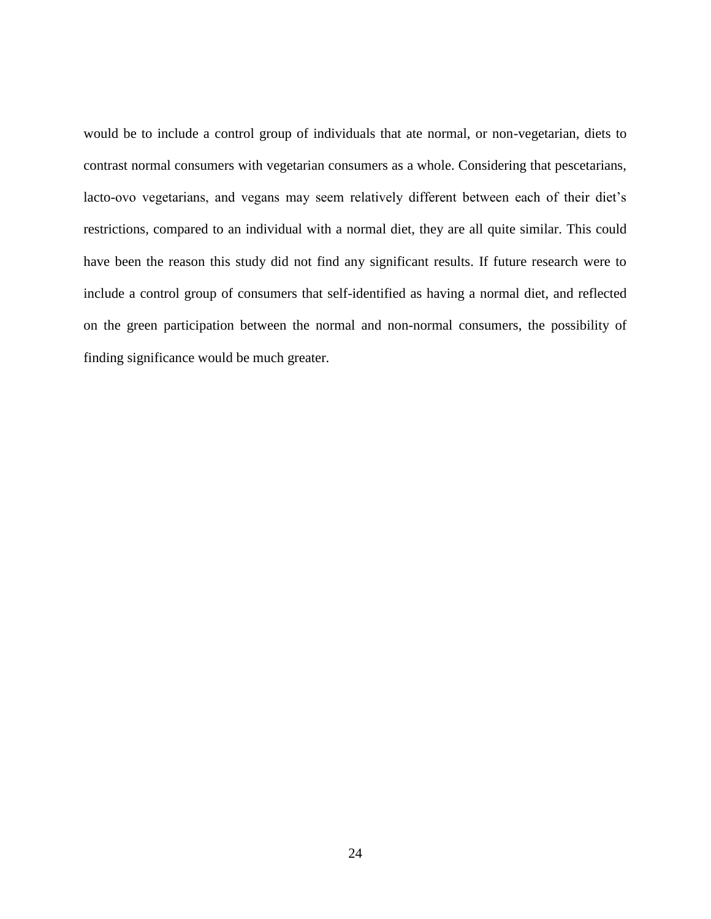would be to include a control group of individuals that ate normal, or non-vegetarian, diets to contrast normal consumers with vegetarian consumers as a whole. Considering that pescetarians, lacto-ovo vegetarians, and vegans may seem relatively different between each of their diet's restrictions, compared to an individual with a normal diet, they are all quite similar. This could have been the reason this study did not find any significant results. If future research were to include a control group of consumers that self-identified as having a normal diet, and reflected on the green participation between the normal and non-normal consumers, the possibility of finding significance would be much greater.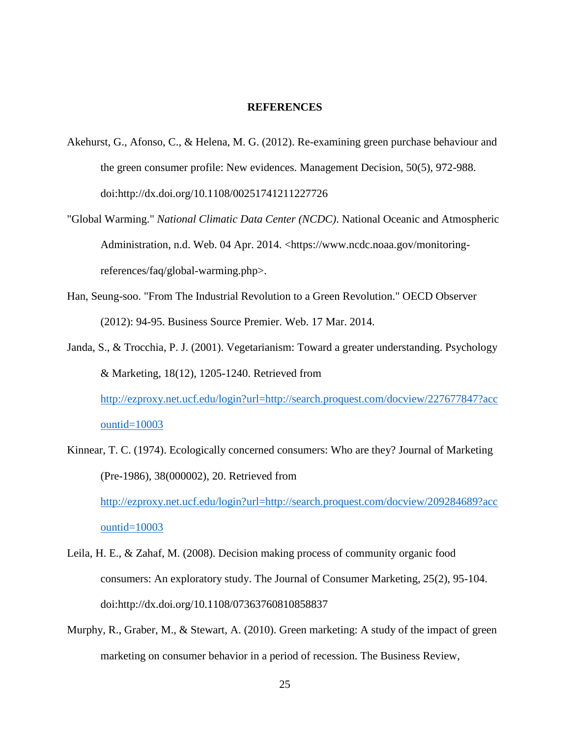# REFERENCES

Akehurst, G., Afonso, C., & Helena, M. G. (2012). Re-examining green purchase behaviour and the green consumer profile: New evidences. Management Decision, 50(5), 972-988. doi:http://dx.doi.org/10.1108/00251741211227726

"Global Warming." *National Climatic Data Center (NCDC)*. National Oceanic and Atmospheric Administration, n.d. Web. 04 Apr. 2014. <https://www.ncdc.noaa.gov/monitoring-references/faq/global-warming.php>.

Han, Seung-soo. "From The Industrial Revolution to a Green Revolution." OECD Observer (2012): 94-95. Business Source Premier. Web. 17 Mar. 2014.

Janda, S., & Trocchia, P. J. (2001). Vegetarianism: Toward a greater understanding. Psychology & Marketing, 18(12), 1205-1240. Retrieved from http://ezproxy.net.ucf.edu/login?url=http://search.proquest.com/docview/227677847?accountid=10003

Kinnear, T. C. (1974). Ecologically concerned consumers: Who are they? Journal of Marketing (Pre-1986), 38(000002), 20. Retrieved from http://ezproxy.net.ucf.edu/login?url=http://search.proquest.com/docview/209284689?accountid=10003

Leila, H. E., & Zahaf, M. (2008). Decision making process of community organic food consumers: An exploratory study. The Journal of Consumer Marketing, 25(2), 95-104. doi:http://dx.doi.org/10.1108/07363760810858837

Murphy, R., Graber, M., & Stewart, A. (2010). Green marketing: A study of the impact of green marketing on consumer behavior in a period of recession. The Business Review,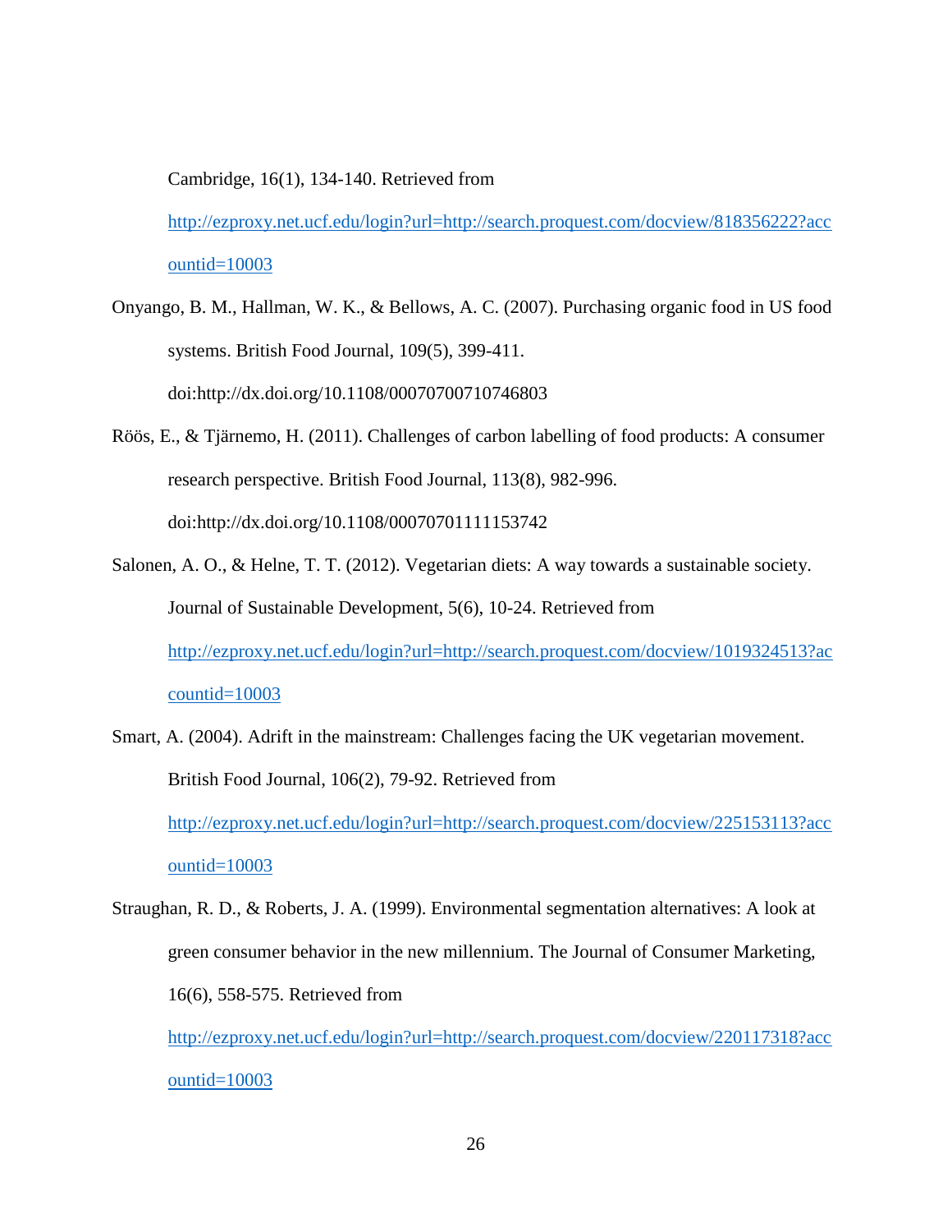Cambridge, 16(1), 134-140. Retrieved from http://ezproxy.net.ucf.edu/login?url=http://search.proquest.com/docview/818356222?accountid=10003

Onyango, B. M., Hallman, W. K., & Bellows, A. C. (2007). Purchasing organic food in US food systems. British Food Journal, 109(5), 399-411. doi:http://dx.doi.org/10.1108/00070700710746803

Röös, E., & Tjärnemo, H. (2011). Challenges of carbon labelling of food products: A consumer research perspective. British Food Journal, 113(8), 982-996. doi:http://dx.doi.org/10.1108/00070701111153742

Salonen, A. O., & Helne, T. T. (2012). Vegetarian diets: A way towards a sustainable society. Journal of Sustainable Development, 5(6), 10-24. Retrieved from http://ezproxy.net.ucf.edu/login?url=http://search.proquest.com/docview/1019324513?accountid=10003

Smart, A. (2004). Adrift in the mainstream: Challenges facing the UK vegetarian movement. British Food Journal, 106(2), 79-92. Retrieved from http://ezproxy.net.ucf.edu/login?url=http://search.proquest.com/docview/225153113?accountid=10003

Straughan, R. D., & Roberts, J. A. (1999). Environmental segmentation alternatives: A look at green consumer behavior in the new millennium. The Journal of Consumer Marketing, 16(6), 558-575. Retrieved from http://ezproxy.net.ucf.edu/login?url=http://search.proquest.com/docview/220117318?accountid=10003